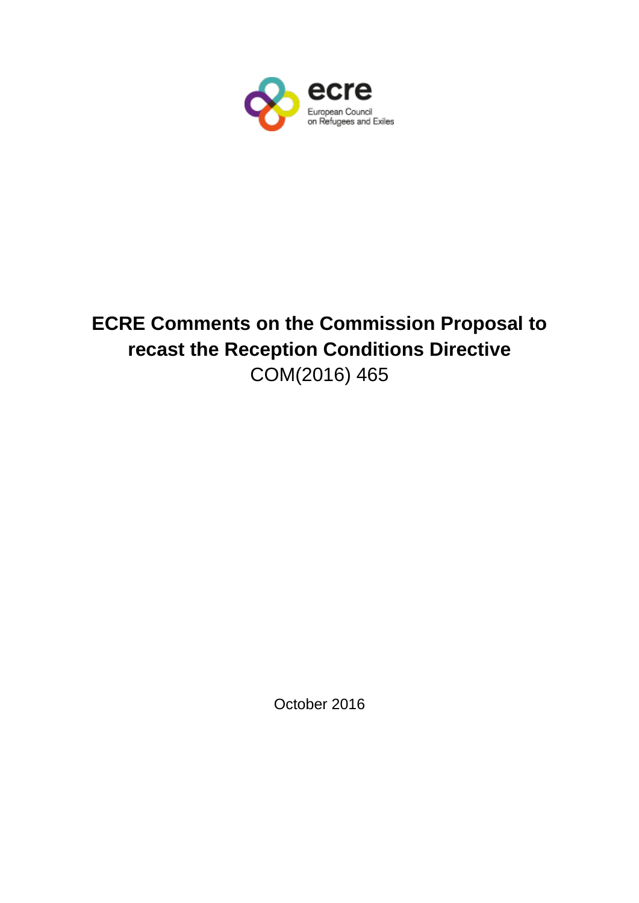ecre

European Council on Refugees and Exiles

# ECRE Comments on the Commission Proposal to recast the Reception Conditions Directive

COM(2016) 465

October 2016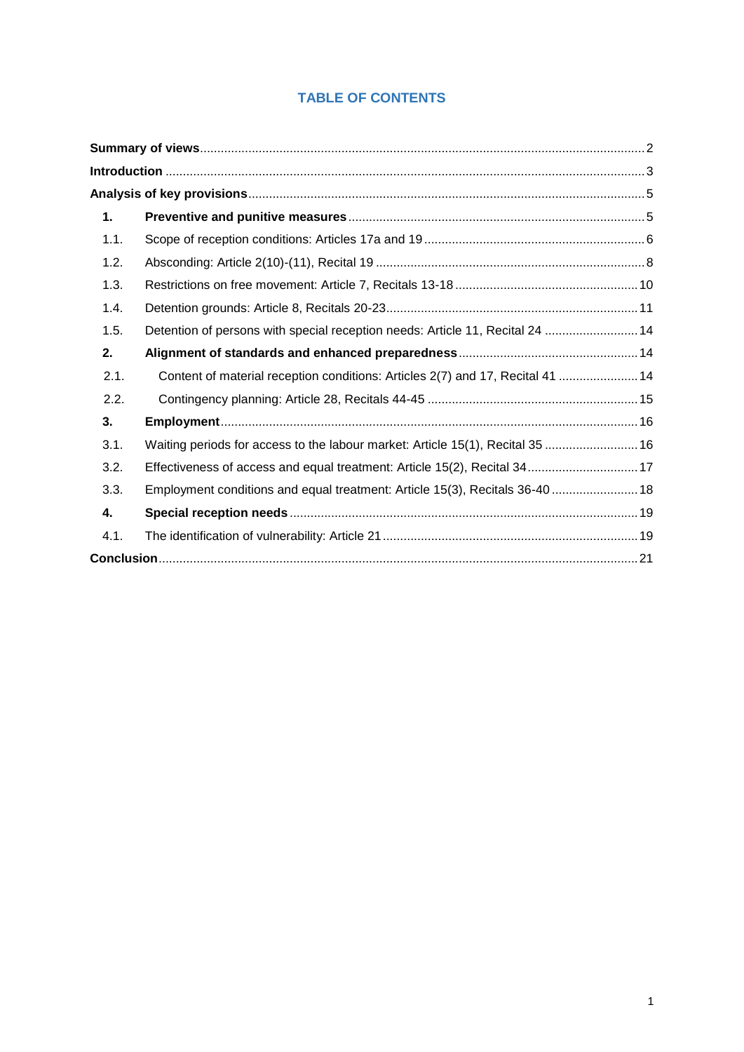## TABLE OF CONTENTS

| | | |
|---|---|---|
| **Summary of views** | | 2 |
| **Introduction** | | 3 |
| **Analysis of key provisions** | | 5 |
| **1.** | **Preventive and punitive measures** | 5 |
| 1.1. | Scope of reception conditions: Articles 17a and 19 | 6 |
| 1.2. | Absconding: Article 2(10)-(11), Recital 19 | 8 |
| 1.3. | Restrictions on free movement: Article 7, Recitals 13-18 | 10 |
| 1.4. | Detention grounds: Article 8, Recitals 20-23 | 11 |
| 1.5. | Detention of persons with special reception needs: Article 11, Recital 24 | 14 |
| **2.** | **Alignment of standards and enhanced preparedness** | 14 |
| 2.1. | Content of material reception conditions: Articles 2(7) and 17, Recital 41 | 14 |
| 2.2. | Contingency planning: Article 28, Recitals 44-45 | 15 |
| **3.** | **Employment** | 16 |
| 3.1. | Waiting periods for access to the labour market: Article 15(1), Recital 35 | 16 |
| 3.2. | Effectiveness of access and equal treatment: Article 15(2), Recital 34 | 17 |
| 3.3. | Employment conditions and equal treatment: Article 15(3), Recitals 36-40 | 18 |
| **4.** | **Special reception needs** | 19 |
| 4.1. | The identification of vulnerability: Article 21 | 19 |
| **Conclusion** | | 21 |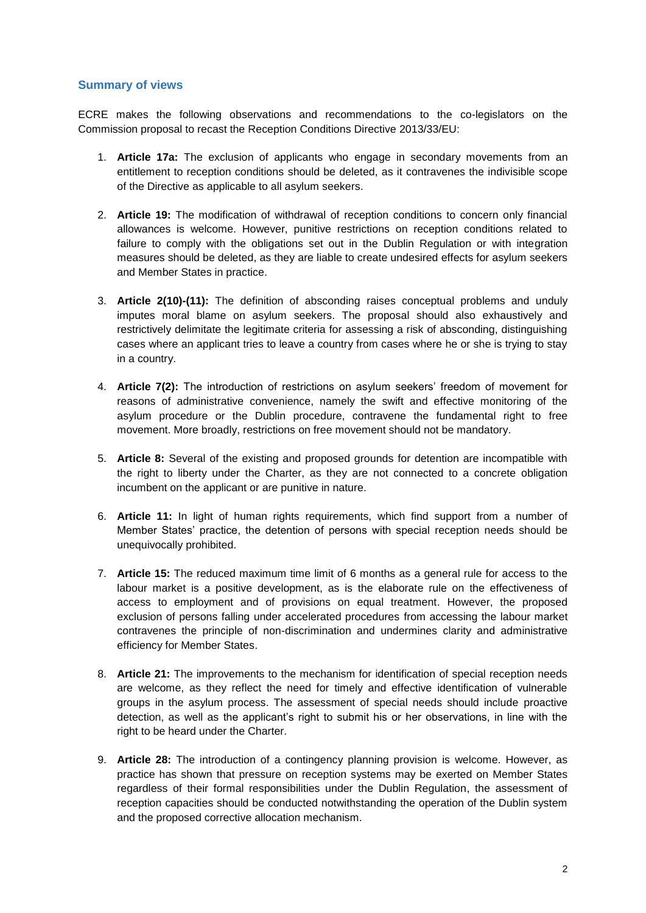## Summary of views

ECRE makes the following observations and recommendations to the co-legislators on the Commission proposal to recast the Reception Conditions Directive 2013/33/EU:

1. **Article 17a:** The exclusion of applicants who engage in secondary movements from an entitlement to reception conditions should be deleted, as it contravenes the indivisible scope of the Directive as applicable to all asylum seekers.

2. **Article 19:** The modification of withdrawal of reception conditions to concern only financial allowances is welcome. However, punitive restrictions on reception conditions related to failure to comply with the obligations set out in the Dublin Regulation or with integration measures should be deleted, as they are liable to create undesired effects for asylum seekers and Member States in practice.

3. **Article 2(10)-(11):** The definition of absconding raises conceptual problems and unduly imputes moral blame on asylum seekers. The proposal should also exhaustively and restrictively delimitate the legitimate criteria for assessing a risk of absconding, distinguishing cases where an applicant tries to leave a country from cases where he or she is trying to stay in a country.

4. **Article 7(2):** The introduction of restrictions on asylum seekers' freedom of movement for reasons of administrative convenience, namely the swift and effective monitoring of the asylum procedure or the Dublin procedure, contravene the fundamental right to free movement. More broadly, restrictions on free movement should not be mandatory.

5. **Article 8:** Several of the existing and proposed grounds for detention are incompatible with the right to liberty under the Charter, as they are not connected to a concrete obligation incumbent on the applicant or are punitive in nature.

6. **Article 11:** In light of human rights requirements, which find support from a number of Member States' practice, the detention of persons with special reception needs should be unequivocally prohibited.

7. **Article 15:** The reduced maximum time limit of 6 months as a general rule for access to the labour market is a positive development, as is the elaborate rule on the effectiveness of access to employment and of provisions on equal treatment. However, the proposed exclusion of persons falling under accelerated procedures from accessing the labour market contravenes the principle of non-discrimination and undermines clarity and administrative efficiency for Member States.

8. **Article 21:** The improvements to the mechanism for identification of special reception needs are welcome, as they reflect the need for timely and effective identification of vulnerable groups in the asylum process. The assessment of special needs should include proactive detection, as well as the applicant's right to submit his or her observations, in line with the right to be heard under the Charter.

9. **Article 28:** The introduction of a contingency planning provision is welcome. However, as practice has shown that pressure on reception systems may be exerted on Member States regardless of their formal responsibilities under the Dublin Regulation, the assessment of reception capacities should be conducted notwithstanding the operation of the Dublin system and the proposed corrective allocation mechanism.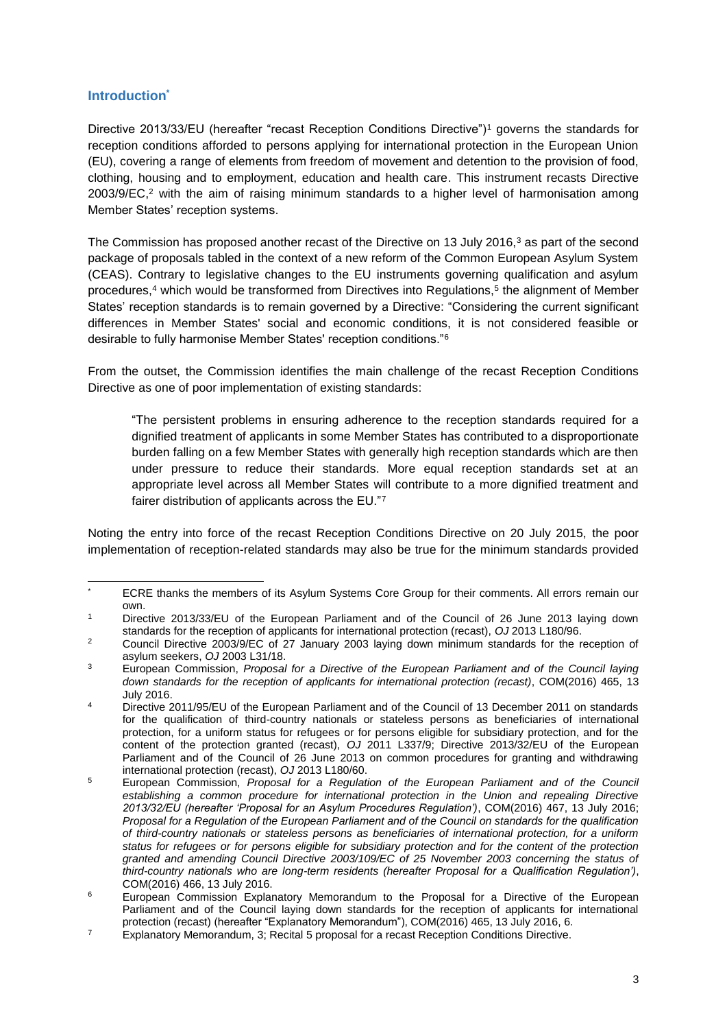## Introduction[*]

Directive 2013/33/EU (hereafter "recast Reception Conditions Directive")[1] governs the standards for reception conditions afforded to persons applying for international protection in the European Union (EU), covering a range of elements from freedom of movement and detention to the provision of food, clothing, housing and to employment, education and health care. This instrument recasts Directive 2003/9/EC,[2] with the aim of raising minimum standards to a higher level of harmonisation among Member States' reception systems.

The Commission has proposed another recast of the Directive on 13 July 2016,[3] as part of the second package of proposals tabled in the context of a new reform of the Common European Asylum System (CEAS). Contrary to legislative changes to the EU instruments governing qualification and asylum procedures,[4] which would be transformed from Directives into Regulations,[5] the alignment of Member States' reception standards is to remain governed by a Directive: "Considering the current significant differences in Member States' social and economic conditions, it is not considered feasible or desirable to fully harmonise Member States' reception conditions."[6]

From the outset, the Commission identifies the main challenge of the recast Reception Conditions Directive as one of poor implementation of existing standards:

> "The persistent problems in ensuring adherence to the reception standards required for a dignified treatment of applicants in some Member States has contributed to a disproportionate burden falling on a few Member States with generally high reception standards which are then under pressure to reduce their standards. More equal reception standards set at an appropriate level across all Member States will contribute to a more dignified treatment and fairer distribution of applicants across the EU."[7]

Noting the entry into force of the recast Reception Conditions Directive on 20 July 2015, the poor implementation of reception-related standards may also be true for the minimum standards provided

---

[*] ECRE thanks the members of its Asylum Systems Core Group for their comments. All errors remain our own.

[1] Directive 2013/33/EU of the European Parliament and of the Council of 26 June 2013 laying down standards for the reception of applicants for international protection (recast), *OJ* 2013 L180/96.

[2] Council Directive 2003/9/EC of 27 January 2003 laying down minimum standards for the reception of asylum seekers, *OJ* 2003 L31/18.

[3] European Commission, *Proposal for a Directive of the European Parliament and of the Council laying down standards for the reception of applicants for international protection (recast)*, COM(2016) 465, 13 July 2016.

[4] Directive 2011/95/EU of the European Parliament and of the Council of 13 December 2011 on standards for the qualification of third-country nationals or stateless persons as beneficiaries of international protection, for a uniform status for refugees or for persons eligible for subsidiary protection, and for the content of the protection granted (recast), *OJ* 2011 L337/9; Directive 2013/32/EU of the European Parliament and of the Council of 26 June 2013 on common procedures for granting and withdrawing international protection (recast), *OJ* 2013 L180/60.

[5] European Commission, *Proposal for a Regulation of the European Parliament and of the Council establishing a common procedure for international protection in the Union and repealing Directive 2013/32/EU (hereafter 'Proposal for an Asylum Procedures Regulation')*, COM(2016) 467, 13 July 2016; *Proposal for a Regulation of the European Parliament and of the Council on standards for the qualification of third-country nationals or stateless persons as beneficiaries of international protection, for a uniform status for refugees or for persons eligible for subsidiary protection and for the content of the protection granted and amending Council Directive 2003/109/EC of 25 November 2003 concerning the status of third-country nationals who are long-term residents (hereafter Proposal for a Qualification Regulation')*, COM(2016) 466, 13 July 2016.

[6] European Commission Explanatory Memorandum to the Proposal for a Directive of the European Parliament and of the Council laying down standards for the reception of applicants for international protection (recast) (hereafter "Explanatory Memorandum"), COM(2016) 465, 13 July 2016, 6.

[7] Explanatory Memorandum, 3; Recital 5 proposal for a recast Reception Conditions Directive.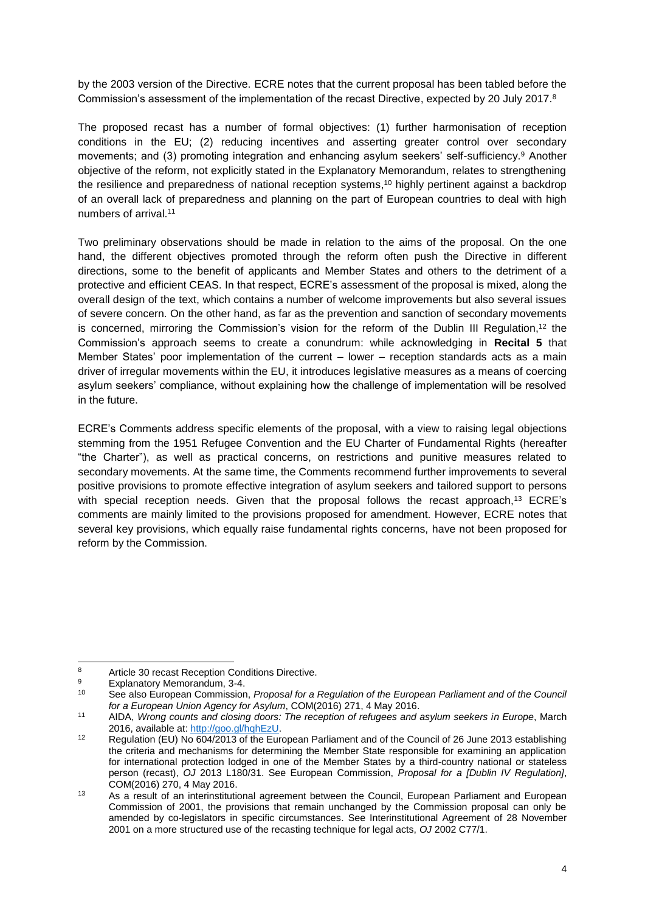by the 2003 version of the Directive. ECRE notes that the current proposal has been tabled before the Commission's assessment of the implementation of the recast Directive, expected by 20 July 2017.[8]

The proposed recast has a number of formal objectives: (1) further harmonisation of reception conditions in the EU; (2) reducing incentives and asserting greater control over secondary movements; and (3) promoting integration and enhancing asylum seekers' self-sufficiency.[9] Another objective of the reform, not explicitly stated in the Explanatory Memorandum, relates to strengthening the resilience and preparedness of national reception systems,[10] highly pertinent against a backdrop of an overall lack of preparedness and planning on the part of European countries to deal with high numbers of arrival.[11]

Two preliminary observations should be made in relation to the aims of the proposal. On the one hand, the different objectives promoted through the reform often push the Directive in different directions, some to the benefit of applicants and Member States and others to the detriment of a protective and efficient CEAS. In that respect, ECRE's assessment of the proposal is mixed, along the overall design of the text, which contains a number of welcome improvements but also several issues of severe concern. On the other hand, as far as the prevention and sanction of secondary movements is concerned, mirroring the Commission's vision for the reform of the Dublin III Regulation,[12] the Commission's approach seems to create a conundrum: while acknowledging in **Recital 5** that Member States' poor implementation of the current – lower – reception standards acts as a main driver of irregular movements within the EU, it introduces legislative measures as a means of coercing asylum seekers' compliance, without explaining how the challenge of implementation will be resolved in the future.

ECRE's Comments address specific elements of the proposal, with a view to raising legal objections stemming from the 1951 Refugee Convention and the EU Charter of Fundamental Rights (hereafter "the Charter"), as well as practical concerns, on restrictions and punitive measures related to secondary movements. At the same time, the Comments recommend further improvements to several positive provisions to promote effective integration of asylum seekers and tailored support to persons with special reception needs. Given that the proposal follows the recast approach,[13] ECRE's comments are mainly limited to the provisions proposed for amendment. However, ECRE notes that several key provisions, which equally raise fundamental rights concerns, have not been proposed for reform by the Commission.

---

[8] Article 30 recast Reception Conditions Directive.

[9] Explanatory Memorandum, 3-4.

[10] See also European Commission, *Proposal for a Regulation of the European Parliament and of the Council for a European Union Agency for Asylum*, COM(2016) 271, 4 May 2016.

[11] AIDA, *Wrong counts and closing doors: The reception of refugees and asylum seekers in Europe*, March 2016, available at: http://goo.gl/hqhEzU.

[12] Regulation (EU) No 604/2013 of the European Parliament and of the Council of 26 June 2013 establishing the criteria and mechanisms for determining the Member State responsible for examining an application for international protection lodged in one of the Member States by a third-country national or stateless person (recast), *OJ* 2013 L180/31. See European Commission, *Proposal for a [Dublin IV Regulation]*, COM(2016) 270, 4 May 2016.

[13] As a result of an interinstitutional agreement between the Council, European Parliament and European Commission of 2001, the provisions that remain unchanged by the Commission proposal can only be amended by co-legislators in specific circumstances. See Interinstitutional Agreement of 28 November 2001 on a more structured use of the recasting technique for legal acts, *OJ* 2002 C77/1.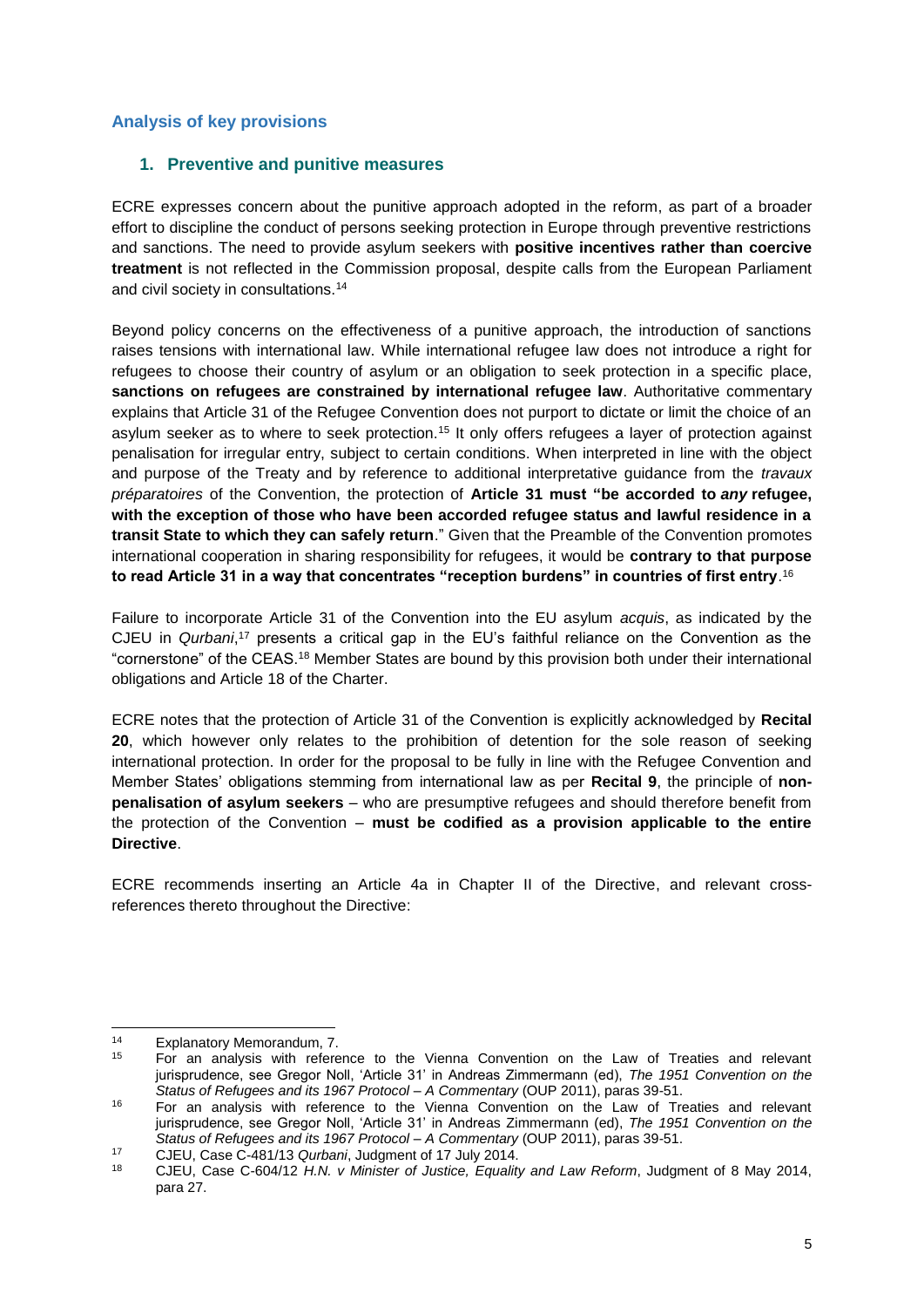## Analysis of key provisions

### 1. Preventive and punitive measures

ECRE expresses concern about the punitive approach adopted in the reform, as part of a broader effort to discipline the conduct of persons seeking protection in Europe through preventive restrictions and sanctions. The need to provide asylum seekers with **positive incentives rather than coercive treatment** is not reflected in the Commission proposal, despite calls from the European Parliament and civil society in consultations.[14]

Beyond policy concerns on the effectiveness of a punitive approach, the introduction of sanctions raises tensions with international law. While international refugee law does not introduce a right for refugees to choose their country of asylum or an obligation to seek protection in a specific place, **sanctions on refugees are constrained by international refugee law**. Authoritative commentary explains that Article 31 of the Refugee Convention does not purport to dictate or limit the choice of an asylum seeker as to where to seek protection.[15] It only offers refugees a layer of protection against penalisation for irregular entry, subject to certain conditions. When interpreted in line with the object and purpose of the Treaty and by reference to additional interpretative guidance from the *travaux préparatoires* of the Convention, the protection of **Article 31 must "be accorded to *any* refugee, with the exception of those who have been accorded refugee status and lawful residence in a transit State to which they can safely return**." Given that the Preamble of the Convention promotes international cooperation in sharing responsibility for refugees, it would be **contrary to that purpose to read Article 31 in a way that concentrates "reception burdens" in countries of first entry**.[16]

Failure to incorporate Article 31 of the Convention into the EU asylum *acquis*, as indicated by the CJEU in *Qurbani*,[17] presents a critical gap in the EU's faithful reliance on the Convention as the "cornerstone" of the CEAS.[18] Member States are bound by this provision both under their international obligations and Article 18 of the Charter.

ECRE notes that the protection of Article 31 of the Convention is explicitly acknowledged by **Recital 20**, which however only relates to the prohibition of detention for the sole reason of seeking international protection. In order for the proposal to be fully in line with the Refugee Convention and Member States' obligations stemming from international law as per **Recital 9**, the principle of **non-penalisation of asylum seekers** – who are presumptive refugees and should therefore benefit from the protection of the Convention – **must be codified as a provision applicable to the entire Directive**.

ECRE recommends inserting an Article 4a in Chapter II of the Directive, and relevant cross-references thereto throughout the Directive:

---

[14] Explanatory Memorandum, 7.

[15] For an analysis with reference to the Vienna Convention on the Law of Treaties and relevant jurisprudence, see Gregor Noll, 'Article 31' in Andreas Zimmermann (ed), *The 1951 Convention on the Status of Refugees and its 1967 Protocol – A Commentary* (OUP 2011), paras 39-51.

[16] For an analysis with reference to the Vienna Convention on the Law of Treaties and relevant jurisprudence, see Gregor Noll, 'Article 31' in Andreas Zimmermann (ed), *The 1951 Convention on the Status of Refugees and its 1967 Protocol – A Commentary* (OUP 2011), paras 39-51.

[17] CJEU, Case C-481/13 *Qurbani*, Judgment of 17 July 2014.

[18] CJEU, Case C-604/12 *H.N. v Minister of Justice, Equality and Law Reform*, Judgment of 8 May 2014, para 27.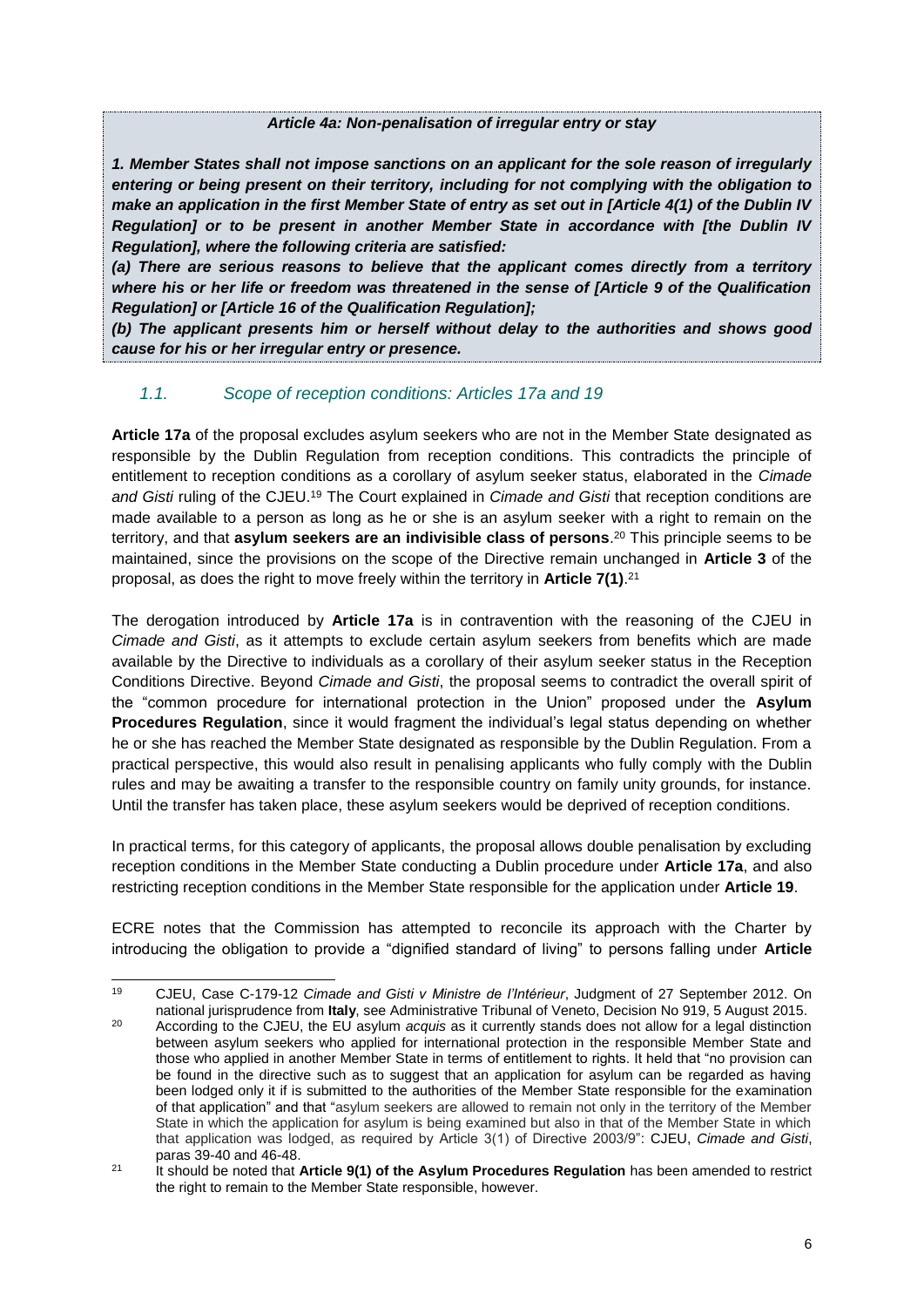***Article 4a: Non-penalisation of irregular entry or stay***

***1. Member States shall not impose sanctions on an applicant for the sole reason of irregularly entering or being present on their territory, including for not complying with the obligation to make an application in the first Member State of entry as set out in [Article 4(1) of the Dublin IV Regulation] or to be present in another Member State in accordance with [the Dublin IV Regulation], where the following criteria are satisfied:***

***(a) There are serious reasons to believe that the applicant comes directly from a territory where his or her life or freedom was threatened in the sense of [Article 9 of the Qualification Regulation] or [Article 16 of the Qualification Regulation];***

***(b) The applicant presents him or herself without delay to the authorities and shows good cause for his or her irregular entry or presence.***

### *1.1. Scope of reception conditions: Articles 17a and 19*

**Article 17a** of the proposal excludes asylum seekers who are not in the Member State designated as responsible by the Dublin Regulation from reception conditions. This contradicts the principle of entitlement to reception conditions as a corollary of asylum seeker status, elaborated in the *Cimade and Gisti* ruling of the CJEU.[19] The Court explained in *Cimade and Gisti* that reception conditions are made available to a person as long as he or she is an asylum seeker with a right to remain on the territory, and that **asylum seekers are an indivisible class of persons**.[20] This principle seems to be maintained, since the provisions on the scope of the Directive remain unchanged in **Article 3** of the proposal, as does the right to move freely within the territory in **Article 7(1)**.[21]

The derogation introduced by **Article 17a** is in contravention with the reasoning of the CJEU in *Cimade and Gisti*, as it attempts to exclude certain asylum seekers from benefits which are made available by the Directive to individuals as a corollary of their asylum seeker status in the Reception Conditions Directive. Beyond *Cimade and Gisti*, the proposal seems to contradict the overall spirit of the "common procedure for international protection in the Union" proposed under the **Asylum Procedures Regulation**, since it would fragment the individual's legal status depending on whether he or she has reached the Member State designated as responsible by the Dublin Regulation. From a practical perspective, this would also result in penalising applicants who fully comply with the Dublin rules and may be awaiting a transfer to the responsible country on family unity grounds, for instance. Until the transfer has taken place, these asylum seekers would be deprived of reception conditions.

In practical terms, for this category of applicants, the proposal allows double penalisation by excluding reception conditions in the Member State conducting a Dublin procedure under **Article 17a**, and also restricting reception conditions in the Member State responsible for the application under **Article 19**.

ECRE notes that the Commission has attempted to reconcile its approach with the Charter by introducing the obligation to provide a "dignified standard of living" to persons falling under **Article**

---

[19] CJEU, Case C-179-12 *Cimade and Gisti v Ministre de l'Intérieur*, Judgment of 27 September 2012. On national jurisprudence from **Italy**, see Administrative Tribunal of Veneto, Decision No 919, 5 August 2015.

[20] According to the CJEU, the EU asylum *acquis* as it currently stands does not allow for a legal distinction between asylum seekers who applied for international protection in the responsible Member State and those who applied in another Member State in terms of entitlement to rights. It held that "no provision can be found in the directive such as to suggest that an application for asylum can be regarded as having been lodged only it if is submitted to the authorities of the Member State responsible for the examination of that application" and that "asylum seekers are allowed to remain not only in the territory of the Member State in which the application for asylum is being examined but also in that of the Member State in which that application was lodged, as required by Article 3(1) of Directive 2003/9": CJEU, *Cimade and Gisti*, paras 39-40 and 46-48.

[21] It should be noted that **Article 9(1) of the Asylum Procedures Regulation** has been amended to restrict the right to remain to the Member State responsible, however.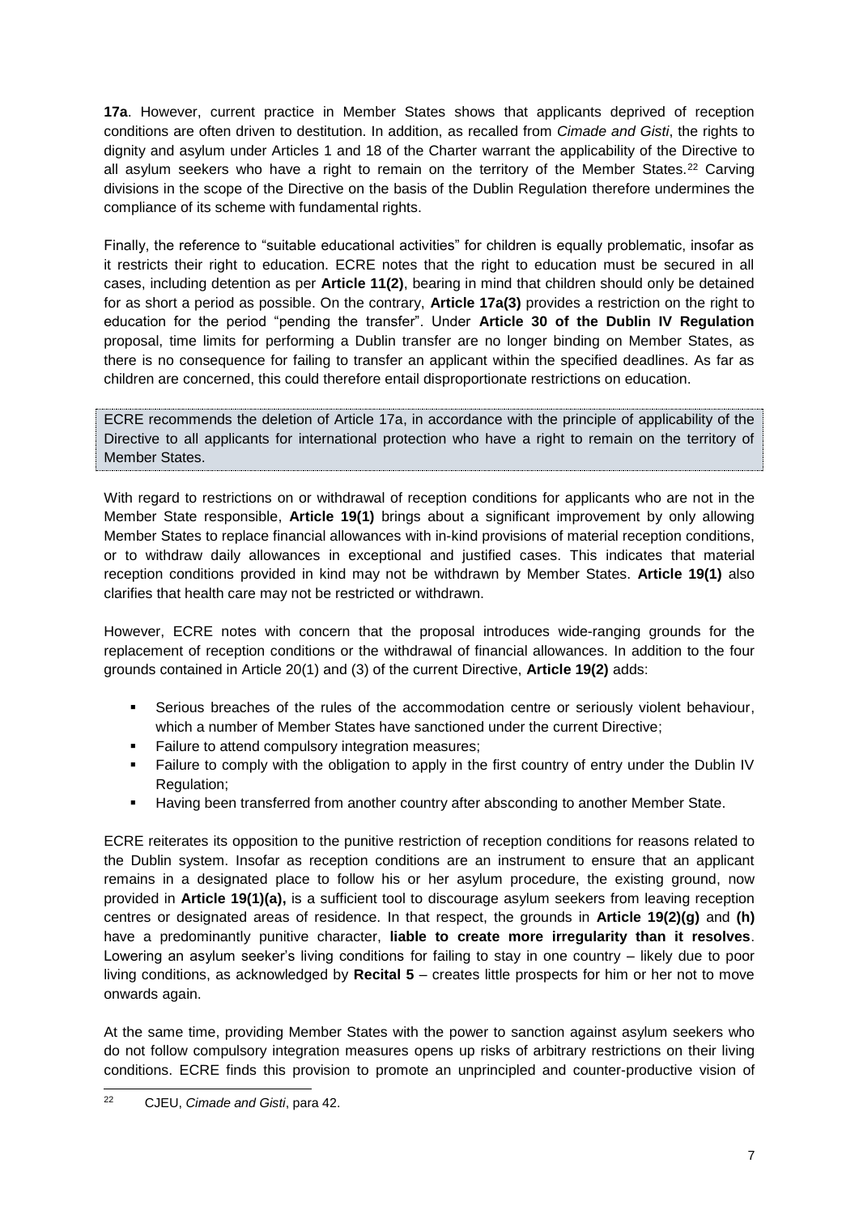**17a**. However, current practice in Member States shows that applicants deprived of reception conditions are often driven to destitution. In addition, as recalled from *Cimade and Gisti*, the rights to dignity and asylum under Articles 1 and 18 of the Charter warrant the applicability of the Directive to all asylum seekers who have a right to remain on the territory of the Member States.[22] Carving divisions in the scope of the Directive on the basis of the Dublin Regulation therefore undermines the compliance of its scheme with fundamental rights.

Finally, the reference to "suitable educational activities" for children is equally problematic, insofar as it restricts their right to education. ECRE notes that the right to education must be secured in all cases, including detention as per **Article 11(2)**, bearing in mind that children should only be detained for as short a period as possible. On the contrary, **Article 17a(3)** provides a restriction on the right to education for the period "pending the transfer". Under **Article 30 of the Dublin IV Regulation** proposal, time limits for performing a Dublin transfer are no longer binding on Member States, as there is no consequence for failing to transfer an applicant within the specified deadlines. As far as children are concerned, this could therefore entail disproportionate restrictions on education.

ECRE recommends the deletion of Article 17a, in accordance with the principle of applicability of the Directive to all applicants for international protection who have a right to remain on the territory of Member States.

With regard to restrictions on or withdrawal of reception conditions for applicants who are not in the Member State responsible, **Article 19(1)** brings about a significant improvement by only allowing Member States to replace financial allowances with in-kind provisions of material reception conditions, or to withdraw daily allowances in exceptional and justified cases. This indicates that material reception conditions provided in kind may not be withdrawn by Member States. **Article 19(1)** also clarifies that health care may not be restricted or withdrawn.

However, ECRE notes with concern that the proposal introduces wide-ranging grounds for the replacement of reception conditions or the withdrawal of financial allowances. In addition to the four grounds contained in Article 20(1) and (3) of the current Directive, **Article 19(2)** adds:

- Serious breaches of the rules of the accommodation centre or seriously violent behaviour, which a number of Member States have sanctioned under the current Directive;
- Failure to attend compulsory integration measures;
- Failure to comply with the obligation to apply in the first country of entry under the Dublin IV Regulation;
- Having been transferred from another country after absconding to another Member State.

ECRE reiterates its opposition to the punitive restriction of reception conditions for reasons related to the Dublin system. Insofar as reception conditions are an instrument to ensure that an applicant remains in a designated place to follow his or her asylum procedure, the existing ground, now provided in **Article 19(1)(a),** is a sufficient tool to discourage asylum seekers from leaving reception centres or designated areas of residence. In that respect, the grounds in **Article 19(2)(g)** and **(h)** have a predominantly punitive character, **liable to create more irregularity than it resolves**. Lowering an asylum seeker's living conditions for failing to stay in one country – likely due to poor living conditions, as acknowledged by **Recital 5** – creates little prospects for him or her not to move onwards again.

At the same time, providing Member States with the power to sanction against asylum seekers who do not follow compulsory integration measures opens up risks of arbitrary restrictions on their living conditions. ECRE finds this provision to promote an unprincipled and counter-productive vision of

---

[22] CJEU, *Cimade and Gisti*, para 42.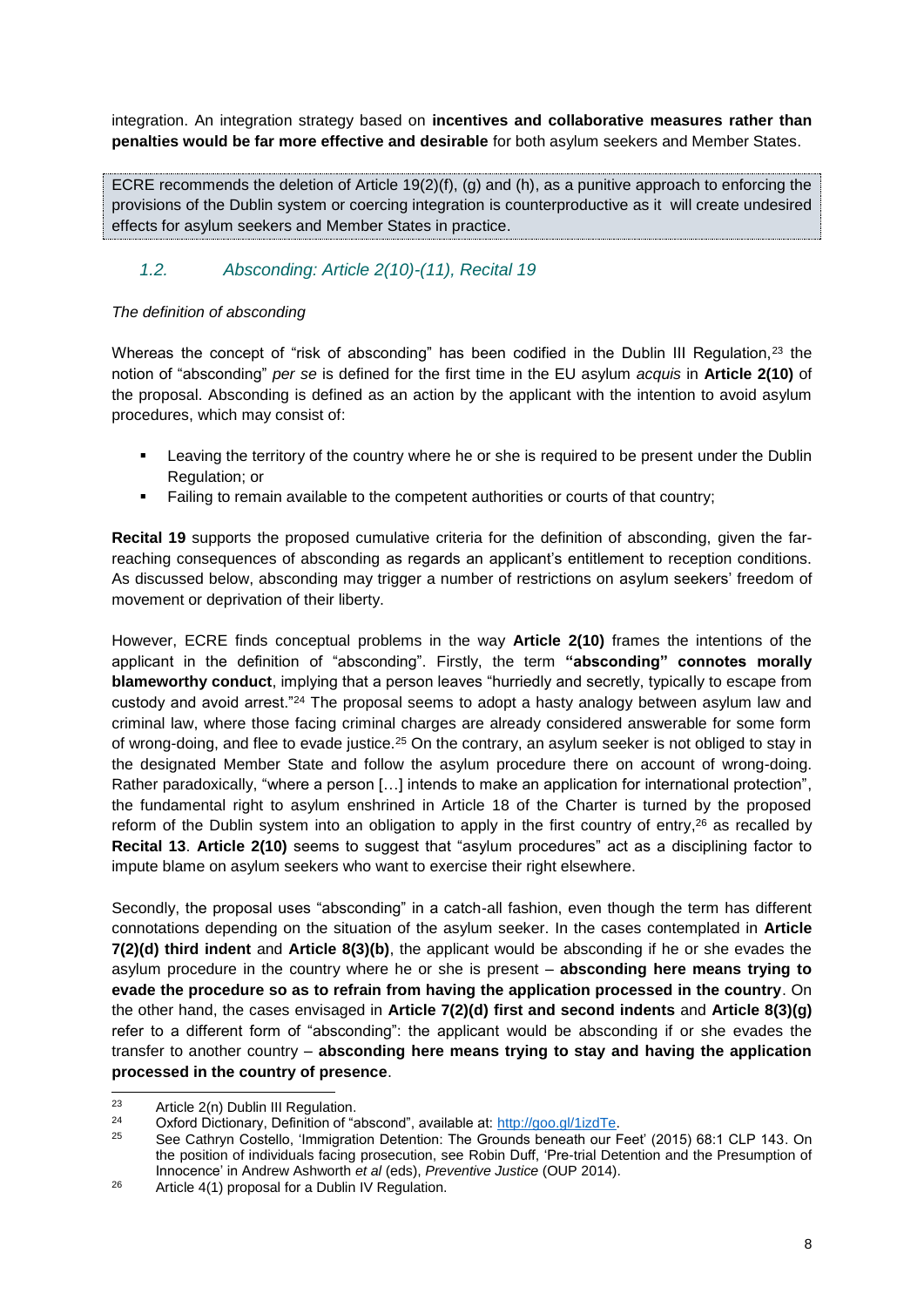integration. An integration strategy based on **incentives and collaborative measures rather than penalties would be far more effective and desirable** for both asylum seekers and Member States.

> ECRE recommends the deletion of Article 19(2)(f), (g) and (h), as a punitive approach to enforcing the provisions of the Dublin system or coercing integration is counterproductive as it will create undesired effects for asylum seekers and Member States in practice.

### *1.2. Absconding: Article 2(10)-(11), Recital 19*

*The definition of absconding*

Whereas the concept of "risk of absconding" has been codified in the Dublin III Regulation,[23] the notion of "absconding" *per se* is defined for the first time in the EU asylum *acquis* in **Article 2(10)** of the proposal. Absconding is defined as an action by the applicant with the intention to avoid asylum procedures, which may consist of:

- Leaving the territory of the country where he or she is required to be present under the Dublin Regulation; or
- Failing to remain available to the competent authorities or courts of that country;

**Recital 19** supports the proposed cumulative criteria for the definition of absconding, given the far-reaching consequences of absconding as regards an applicant's entitlement to reception conditions. As discussed below, absconding may trigger a number of restrictions on asylum seekers' freedom of movement or deprivation of their liberty.

However, ECRE finds conceptual problems in the way **Article 2(10)** frames the intentions of the applicant in the definition of "absconding". Firstly, the term **"absconding" connotes morally blameworthy conduct**, implying that a person leaves "hurriedly and secretly, typically to escape from custody and avoid arrest."[24] The proposal seems to adopt a hasty analogy between asylum law and criminal law, where those facing criminal charges are already considered answerable for some form of wrong-doing, and flee to evade justice.[25] On the contrary, an asylum seeker is not obliged to stay in the designated Member State and follow the asylum procedure there on account of wrong-doing. Rather paradoxically, "where a person [...] intends to make an application for international protection", the fundamental right to asylum enshrined in Article 18 of the Charter is turned by the proposed reform of the Dublin system into an obligation to apply in the first country of entry,[26] as recalled by **Recital 13**. **Article 2(10)** seems to suggest that "asylum procedures" act as a disciplining factor to impute blame on asylum seekers who want to exercise their right elsewhere.

Secondly, the proposal uses "absconding" in a catch-all fashion, even though the term has different connotations depending on the situation of the asylum seeker. In the cases contemplated in **Article 7(2)(d) third indent** and **Article 8(3)(b)**, the applicant would be absconding if he or she evades the asylum procedure in the country where he or she is present – **absconding here means trying to evade the procedure so as to refrain from having the application processed in the country**. On the other hand, the cases envisaged in **Article 7(2)(d) first and second indents** and **Article 8(3)(g)** refer to a different form of "absconding": the applicant would be absconding if or she evades the transfer to another country – **absconding here means trying to stay and having the application processed in the country of presence**.

---

[23] Article 2(n) Dublin III Regulation.

[24] Oxford Dictionary, Definition of "abscond", available at: http://goo.gl/1izdTe.

[25] See Cathryn Costello, 'Immigration Detention: The Grounds beneath our Feet' (2015) 68:1 CLP 143. On the position of individuals facing prosecution, see Robin Duff, 'Pre-trial Detention and the Presumption of Innocence' in Andrew Ashworth *et al* (eds), *Preventive Justice* (OUP 2014).

[26] Article 4(1) proposal for a Dublin IV Regulation.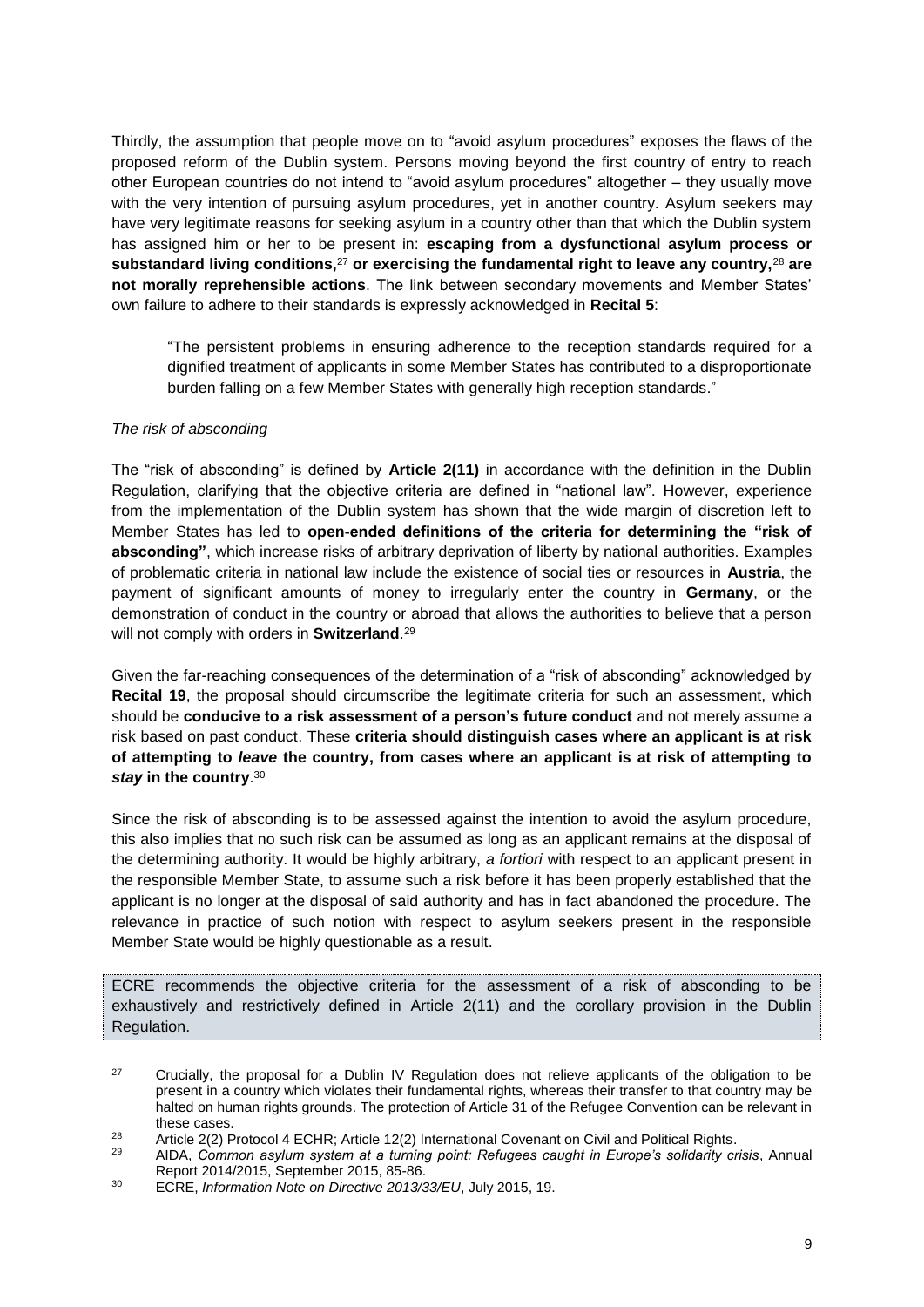Thirdly, the assumption that people move on to "avoid asylum procedures" exposes the flaws of the proposed reform of the Dublin system. Persons moving beyond the first country of entry to reach other European countries do not intend to "avoid asylum procedures" altogether – they usually move with the very intention of pursuing asylum procedures, yet in another country. Asylum seekers may have very legitimate reasons for seeking asylum in a country other than that which the Dublin system has assigned him or her to be present in: **escaping from a dysfunctional asylum process or substandard living conditions,**[27] **or exercising the fundamental right to leave any country,**[28] **are not morally reprehensible actions**. The link between secondary movements and Member States' own failure to adhere to their standards is expressly acknowledged in **Recital 5**:

> "The persistent problems in ensuring adherence to the reception standards required for a dignified treatment of applicants in some Member States has contributed to a disproportionate burden falling on a few Member States with generally high reception standards."

*The risk of absconding*

The "risk of absconding" is defined by **Article 2(11)** in accordance with the definition in the Dublin Regulation, clarifying that the objective criteria are defined in "national law". However, experience from the implementation of the Dublin system has shown that the wide margin of discretion left to Member States has led to **open-ended definitions of the criteria for determining the "risk of absconding"**, which increase risks of arbitrary deprivation of liberty by national authorities. Examples of problematic criteria in national law include the existence of social ties or resources in **Austria**, the payment of significant amounts of money to irregularly enter the country in **Germany**, or the demonstration of conduct in the country or abroad that allows the authorities to believe that a person will not comply with orders in **Switzerland**.[29]

Given the far-reaching consequences of the determination of a "risk of absconding" acknowledged by **Recital 19**, the proposal should circumscribe the legitimate criteria for such an assessment, which should be **conducive to a risk assessment of a person's future conduct** and not merely assume a risk based on past conduct. These **criteria should distinguish cases where an applicant is at risk of attempting to *leave* the country, from cases where an applicant is at risk of attempting to *stay* in the country**.[30]

Since the risk of absconding is to be assessed against the intention to avoid the asylum procedure, this also implies that no such risk can be assumed as long as an applicant remains at the disposal of the determining authority. It would be highly arbitrary, *a fortiori* with respect to an applicant present in the responsible Member State, to assume such a risk before it has been properly established that the applicant is no longer at the disposal of said authority and has in fact abandoned the procedure. The relevance in practice of such notion with respect to asylum seekers present in the responsible Member State would be highly questionable as a result.

ECRE recommends the objective criteria for the assessment of a risk of absconding to be exhaustively and restrictively defined in Article 2(11) and the corollary provision in the Dublin Regulation.

---

[27] Crucially, the proposal for a Dublin IV Regulation does not relieve applicants of the obligation to be present in a country which violates their fundamental rights, whereas their transfer to that country may be halted on human rights grounds. The protection of Article 31 of the Refugee Convention can be relevant in these cases.

[28] Article 2(2) Protocol 4 ECHR; Article 12(2) International Covenant on Civil and Political Rights.

[29] AIDA, *Common asylum system at a turning point: Refugees caught in Europe's solidarity crisis*, Annual Report 2014/2015, September 2015, 85-86.

[30] ECRE, *Information Note on Directive 2013/33/EU*, July 2015, 19.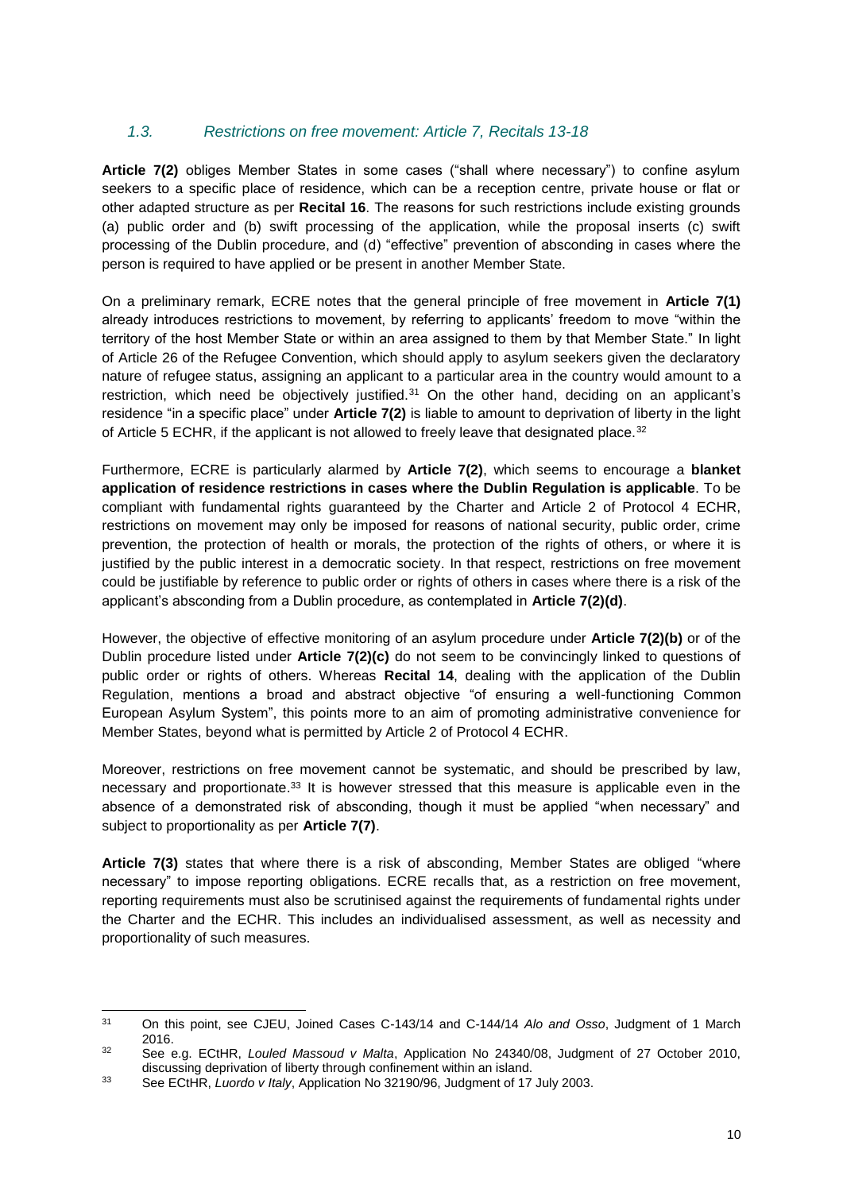### *1.3. Restrictions on free movement: Article 7, Recitals 13-18*

**Article 7(2)** obliges Member States in some cases ("shall where necessary") to confine asylum seekers to a specific place of residence, which can be a reception centre, private house or flat or other adapted structure as per **Recital 16**. The reasons for such restrictions include existing grounds (a) public order and (b) swift processing of the application, while the proposal inserts (c) swift processing of the Dublin procedure, and (d) "effective" prevention of absconding in cases where the person is required to have applied or be present in another Member State.

On a preliminary remark, ECRE notes that the general principle of free movement in **Article 7(1)** already introduces restrictions to movement, by referring to applicants' freedom to move "within the territory of the host Member State or within an area assigned to them by that Member State." In light of Article 26 of the Refugee Convention, which should apply to asylum seekers given the declaratory nature of refugee status, assigning an applicant to a particular area in the country would amount to a restriction, which need be objectively justified.[31] On the other hand, deciding on an applicant's residence "in a specific place" under **Article 7(2)** is liable to amount to deprivation of liberty in the light of Article 5 ECHR, if the applicant is not allowed to freely leave that designated place.[32]

Furthermore, ECRE is particularly alarmed by **Article 7(2)**, which seems to encourage a **blanket application of residence restrictions in cases where the Dublin Regulation is applicable**. To be compliant with fundamental rights guaranteed by the Charter and Article 2 of Protocol 4 ECHR, restrictions on movement may only be imposed for reasons of national security, public order, crime prevention, the protection of health or morals, the protection of the rights of others, or where it is justified by the public interest in a democratic society. In that respect, restrictions on free movement could be justifiable by reference to public order or rights of others in cases where there is a risk of the applicant's absconding from a Dublin procedure, as contemplated in **Article 7(2)(d)**.

However, the objective of effective monitoring of an asylum procedure under **Article 7(2)(b)** or of the Dublin procedure listed under **Article 7(2)(c)** do not seem to be convincingly linked to questions of public order or rights of others. Whereas **Recital 14**, dealing with the application of the Dublin Regulation, mentions a broad and abstract objective "of ensuring a well-functioning Common European Asylum System", this points more to an aim of promoting administrative convenience for Member States, beyond what is permitted by Article 2 of Protocol 4 ECHR.

Moreover, restrictions on free movement cannot be systematic, and should be prescribed by law, necessary and proportionate.[33] It is however stressed that this measure is applicable even in the absence of a demonstrated risk of absconding, though it must be applied "when necessary" and subject to proportionality as per **Article 7(7)**.

**Article 7(3)** states that where there is a risk of absconding, Member States are obliged "where necessary" to impose reporting obligations. ECRE recalls that, as a restriction on free movement, reporting requirements must also be scrutinised against the requirements of fundamental rights under the Charter and the ECHR. This includes an individualised assessment, as well as necessity and proportionality of such measures.

---

[31] On this point, see CJEU, Joined Cases C-143/14 and C-144/14 *Alo and Osso*, Judgment of 1 March 2016.

[32] See e.g. ECtHR, *Louled Massoud v Malta*, Application No 24340/08, Judgment of 27 October 2010, discussing deprivation of liberty through confinement within an island.

[33] See ECtHR, *Luordo v Italy*, Application No 32190/96, Judgment of 17 July 2003.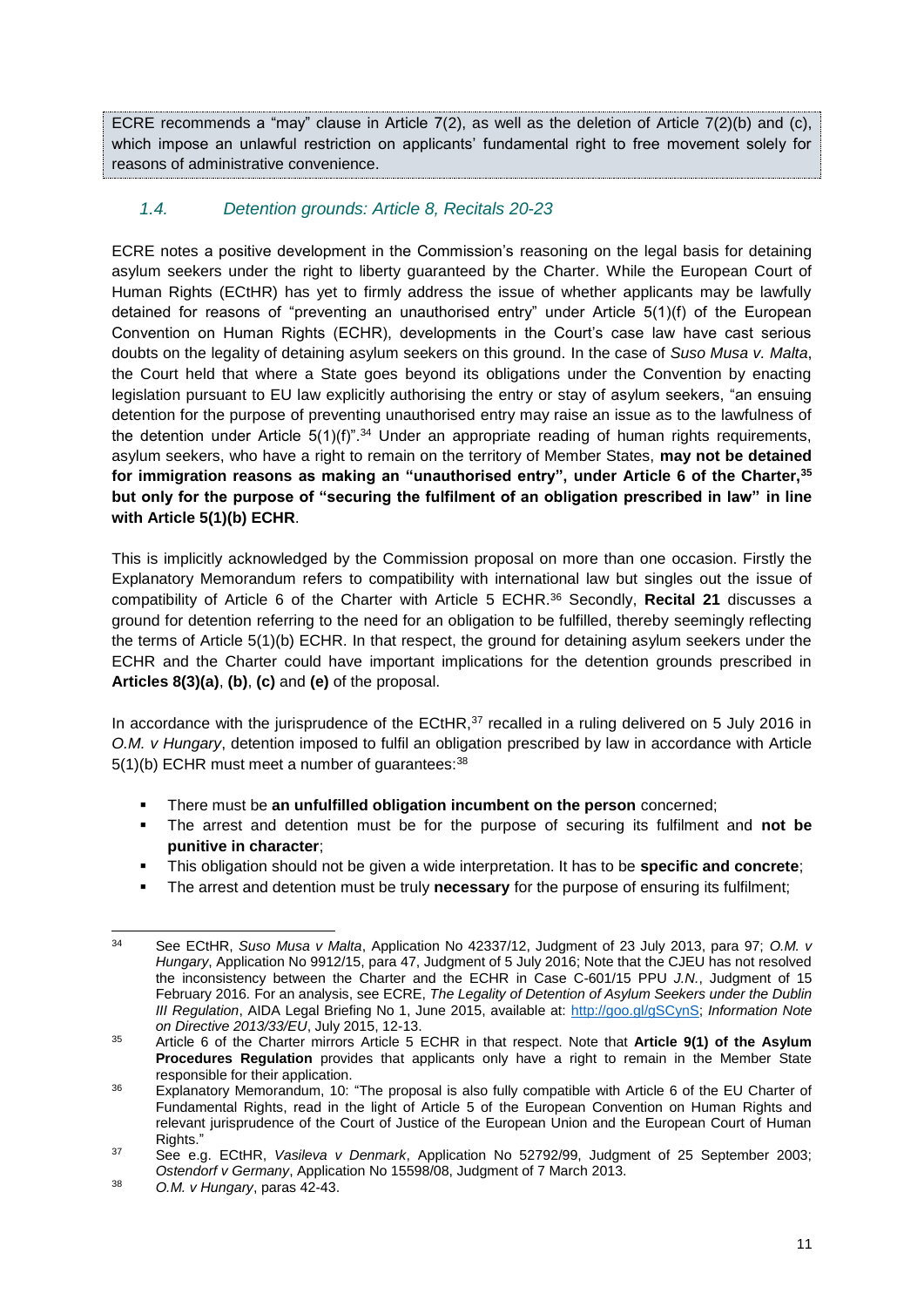ECRE recommends a "may" clause in Article 7(2), as well as the deletion of Article 7(2)(b) and (c), which impose an unlawful restriction on applicants' fundamental right to free movement solely for reasons of administrative convenience.

### *1.4. Detention grounds: Article 8, Recitals 20-23*

ECRE notes a positive development in the Commission's reasoning on the legal basis for detaining asylum seekers under the right to liberty guaranteed by the Charter. While the European Court of Human Rights (ECtHR) has yet to firmly address the issue of whether applicants may be lawfully detained for reasons of "preventing an unauthorised entry" under Article 5(1)(f) of the European Convention on Human Rights (ECHR), developments in the Court's case law have cast serious doubts on the legality of detaining asylum seekers on this ground. In the case of *Suso Musa v. Malta*, the Court held that where a State goes beyond its obligations under the Convention by enacting legislation pursuant to EU law explicitly authorising the entry or stay of asylum seekers, "an ensuing detention for the purpose of preventing unauthorised entry may raise an issue as to the lawfulness of the detention under Article 5(1)(f)".[34] Under an appropriate reading of human rights requirements, asylum seekers, who have a right to remain on the territory of Member States, **may not be detained for immigration reasons as making an "unauthorised entry", under Article 6 of the Charter,[35] but only for the purpose of "securing the fulfilment of an obligation prescribed in law" in line with Article 5(1)(b) ECHR**.

This is implicitly acknowledged by the Commission proposal on more than one occasion. Firstly the Explanatory Memorandum refers to compatibility with international law but singles out the issue of compatibility of Article 6 of the Charter with Article 5 ECHR.[36] Secondly, **Recital 21** discusses a ground for detention referring to the need for an obligation to be fulfilled, thereby seemingly reflecting the terms of Article 5(1)(b) ECHR. In that respect, the ground for detaining asylum seekers under the ECHR and the Charter could have important implications for the detention grounds prescribed in **Articles 8(3)(a)**, **(b)**, **(c)** and **(e)** of the proposal.

In accordance with the jurisprudence of the ECtHR,[37] recalled in a ruling delivered on 5 July 2016 in *O.M. v Hungary*, detention imposed to fulfil an obligation prescribed by law in accordance with Article 5(1)(b) ECHR must meet a number of guarantees:[38]

- There must be **an unfulfilled obligation incumbent on the person** concerned;
- The arrest and detention must be for the purpose of securing its fulfilment and **not be punitive in character**;
- This obligation should not be given a wide interpretation. It has to be **specific and concrete**;
- The arrest and detention must be truly **necessary** for the purpose of ensuring its fulfilment;

---

[34] See ECtHR, *Suso Musa v Malta*, Application No 42337/12, Judgment of 23 July 2013, para 97; *O.M. v Hungary*, Application No 9912/15, para 47, Judgment of 5 July 2016; Note that the CJEU has not resolved the inconsistency between the Charter and the ECHR in Case C-601/15 PPU *J.N.*, Judgment of 15 February 2016. For an analysis, see ECRE, *The Legality of Detention of Asylum Seekers under the Dublin III Regulation*, AIDA Legal Briefing No 1, June 2015, available at: http://goo.gl/gSCynS; *Information Note on Directive 2013/33/EU*, July 2015, 12-13.

[35] Article 6 of the Charter mirrors Article 5 ECHR in that respect. Note that **Article 9(1) of the Asylum Procedures Regulation** provides that applicants only have a right to remain in the Member State responsible for their application.

[36] Explanatory Memorandum, 10: "The proposal is also fully compatible with Article 6 of the EU Charter of Fundamental Rights, read in the light of Article 5 of the European Convention on Human Rights and relevant jurisprudence of the Court of Justice of the European Union and the European Court of Human Rights."

[37] See e.g. ECtHR, *Vasileva v Denmark*, Application No 52792/99, Judgment of 25 September 2003; *Ostendorf v Germany*, Application No 15598/08, Judgment of 7 March 2013.

[38] *O.M. v Hungary*, paras 42-43.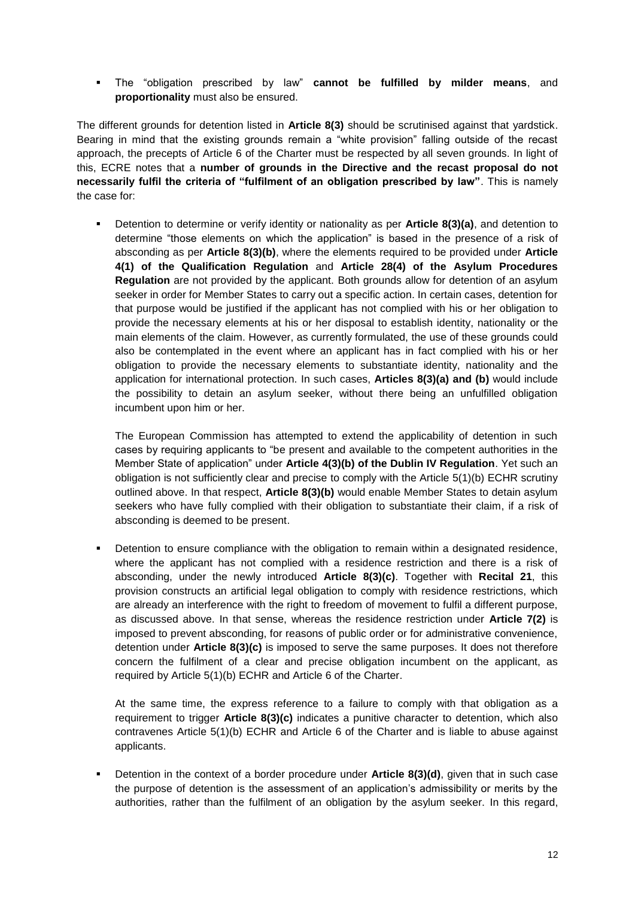- The "obligation prescribed by law" **cannot be fulfilled by milder means**, and **proportionality** must also be ensured.

The different grounds for detention listed in **Article 8(3)** should be scrutinised against that yardstick. Bearing in mind that the existing grounds remain a "white provision" falling outside of the recast approach, the precepts of Article 6 of the Charter must be respected by all seven grounds. In light of this, ECRE notes that a **number of grounds in the Directive and the recast proposal do not necessarily fulfil the criteria of "fulfilment of an obligation prescribed by law"**. This is namely the case for:

- Detention to determine or verify identity or nationality as per **Article 8(3)(a)**, and detention to determine "those elements on which the application" is based in the presence of a risk of absconding as per **Article 8(3)(b)**, where the elements required to be provided under **Article 4(1) of the Qualification Regulation** and **Article 28(4) of the Asylum Procedures Regulation** are not provided by the applicant. Both grounds allow for detention of an asylum seeker in order for Member States to carry out a specific action. In certain cases, detention for that purpose would be justified if the applicant has not complied with his or her obligation to provide the necessary elements at his or her disposal to establish identity, nationality or the main elements of the claim. However, as currently formulated, the use of these grounds could also be contemplated in the event where an applicant has in fact complied with his or her obligation to provide the necessary elements to substantiate identity, nationality and the application for international protection. In such cases, **Articles 8(3)(a) and (b)** would include the possibility to detain an asylum seeker, without there being an unfulfilled obligation incumbent upon him or her.

  The European Commission has attempted to extend the applicability of detention in such cases by requiring applicants to "be present and available to the competent authorities in the Member State of application" under **Article 4(3)(b) of the Dublin IV Regulation**. Yet such an obligation is not sufficiently clear and precise to comply with the Article 5(1)(b) ECHR scrutiny outlined above. In that respect, **Article 8(3)(b)** would enable Member States to detain asylum seekers who have fully complied with their obligation to substantiate their claim, if a risk of absconding is deemed to be present.

- Detention to ensure compliance with the obligation to remain within a designated residence, where the applicant has not complied with a residence restriction and there is a risk of absconding, under the newly introduced **Article 8(3)(c)**. Together with **Recital 21**, this provision constructs an artificial legal obligation to comply with residence restrictions, which are already an interference with the right to freedom of movement to fulfil a different purpose, as discussed above. In that sense, whereas the residence restriction under **Article 7(2)** is imposed to prevent absconding, for reasons of public order or for administrative convenience, detention under **Article 8(3)(c)** is imposed to serve the same purposes. It does not therefore concern the fulfilment of a clear and precise obligation incumbent on the applicant, as required by Article 5(1)(b) ECHR and Article 6 of the Charter.

  At the same time, the express reference to a failure to comply with that obligation as a requirement to trigger **Article 8(3)(c)** indicates a punitive character to detention, which also contravenes Article 5(1)(b) ECHR and Article 6 of the Charter and is liable to abuse against applicants.

- Detention in the context of a border procedure under **Article 8(3)(d)**, given that in such case the purpose of detention is the assessment of an application's admissibility or merits by the authorities, rather than the fulfilment of an obligation by the asylum seeker. In this regard,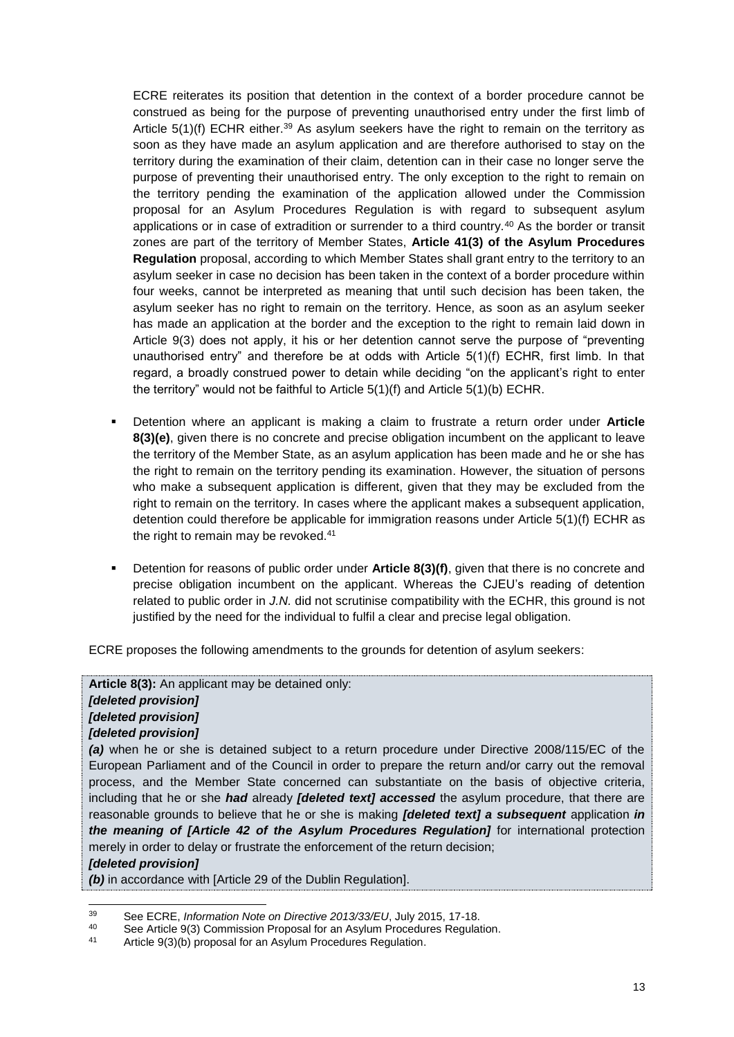ECRE reiterates its position that detention in the context of a border procedure cannot be construed as being for the purpose of preventing unauthorised entry under the first limb of Article 5(1)(f) ECHR either.[39] As asylum seekers have the right to remain on the territory as soon as they have made an asylum application and are therefore authorised to stay on the territory during the examination of their claim, detention can in their case no longer serve the purpose of preventing their unauthorised entry. The only exception to the right to remain on the territory pending the examination of the application allowed under the Commission proposal for an Asylum Procedures Regulation is with regard to subsequent asylum applications or in case of extradition or surrender to a third country.[40] As the border or transit zones are part of the territory of Member States, **Article 41(3) of the Asylum Procedures Regulation** proposal, according to which Member States shall grant entry to the territory to an asylum seeker in case no decision has been taken in the context of a border procedure within four weeks, cannot be interpreted as meaning that until such decision has been taken, the asylum seeker has no right to remain on the territory. Hence, as soon as an asylum seeker has made an application at the border and the exception to the right to remain laid down in Article 9(3) does not apply, it his or her detention cannot serve the purpose of "preventing unauthorised entry" and therefore be at odds with Article 5(1)(f) ECHR, first limb. In that regard, a broadly construed power to detain while deciding "on the applicant's right to enter the territory" would not be faithful to Article 5(1)(f) and Article 5(1)(b) ECHR.

- Detention where an applicant is making a claim to frustrate a return order under **Article 8(3)(e)**, given there is no concrete and precise obligation incumbent on the applicant to leave the territory of the Member State, as an asylum application has been made and he or she has the right to remain on the territory pending its examination. However, the situation of persons who make a subsequent application is different, given that they may be excluded from the right to remain on the territory. In cases where the applicant makes a subsequent application, detention could therefore be applicable for immigration reasons under Article 5(1)(f) ECHR as the right to remain may be revoked.[41]

- Detention for reasons of public order under **Article 8(3)(f)**, given that there is no concrete and precise obligation incumbent on the applicant. Whereas the CJEU's reading of detention related to public order in *J.N.* did not scrutinise compatibility with the ECHR, this ground is not justified by the need for the individual to fulfil a clear and precise legal obligation.

ECRE proposes the following amendments to the grounds for detention of asylum seekers:

**Article 8(3):** An applicant may be detained only:
***[deleted provision]***
***[deleted provision]***
***[deleted provision]***
***(a)*** when he or she is detained subject to a return procedure under Directive 2008/115/EC of the European Parliament and of the Council in order to prepare the return and/or carry out the removal process, and the Member State concerned can substantiate on the basis of objective criteria, including that he or she ***had*** already ***[deleted text] accessed*** the asylum procedure, that there are reasonable grounds to believe that he or she is making ***[deleted text] a subsequent*** application ***in the meaning of [Article 42 of the Asylum Procedures Regulation]*** for international protection merely in order to delay or frustrate the enforcement of the return decision;
***[deleted provision]***
***(b)*** in accordance with [Article 29 of the Dublin Regulation].

---

[39] See ECRE, *Information Note on Directive 2013/33/EU*, July 2015, 17-18.

[40] See Article 9(3) Commission Proposal for an Asylum Procedures Regulation.

[41] Article 9(3)(b) proposal for an Asylum Procedures Regulation.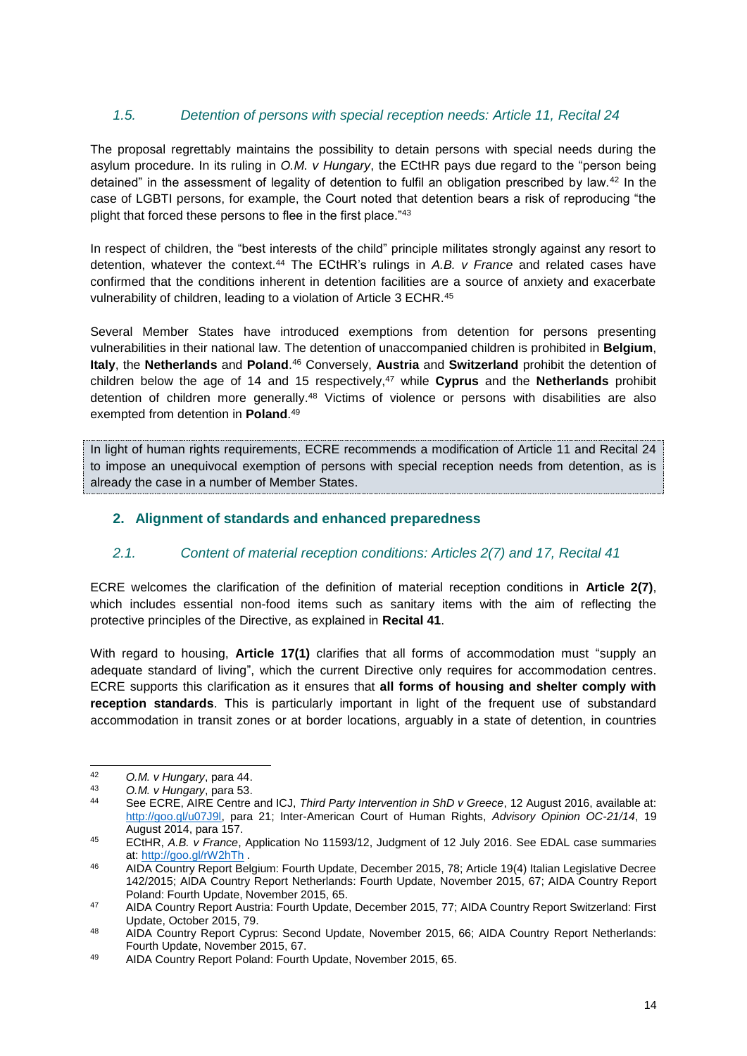### *1.5. Detention of persons with special reception needs: Article 11, Recital 24*

The proposal regrettably maintains the possibility to detain persons with special needs during the asylum procedure. In its ruling in *O.M. v Hungary*, the ECtHR pays due regard to the "person being detained" in the assessment of legality of detention to fulfil an obligation prescribed by law.[42] In the case of LGBTI persons, for example, the Court noted that detention bears a risk of reproducing "the plight that forced these persons to flee in the first place."[43]

In respect of children, the "best interests of the child" principle militates strongly against any resort to detention, whatever the context.[44] The ECtHR's rulings in *A.B. v France* and related cases have confirmed that the conditions inherent in detention facilities are a source of anxiety and exacerbate vulnerability of children, leading to a violation of Article 3 ECHR.[45]

Several Member States have introduced exemptions from detention for persons presenting vulnerabilities in their national law. The detention of unaccompanied children is prohibited in **Belgium**, **Italy**, the **Netherlands** and **Poland**.[46] Conversely, **Austria** and **Switzerland** prohibit the detention of children below the age of 14 and 15 respectively,[47] while **Cyprus** and the **Netherlands** prohibit detention of children more generally.[48] Victims of violence or persons with disabilities are also exempted from detention in **Poland**.[49]

In light of human rights requirements, ECRE recommends a modification of Article 11 and Recital 24 to impose an unequivocal exemption of persons with special reception needs from detention, as is already the case in a number of Member States.

## 2. Alignment of standards and enhanced preparedness

### *2.1. Content of material reception conditions: Articles 2(7) and 17, Recital 41*

ECRE welcomes the clarification of the definition of material reception conditions in **Article 2(7)**, which includes essential non-food items such as sanitary items with the aim of reflecting the protective principles of the Directive, as explained in **Recital 41**.

With regard to housing, **Article 17(1)** clarifies that all forms of accommodation must "supply an adequate standard of living", which the current Directive only requires for accommodation centres. ECRE supports this clarification as it ensures that **all forms of housing and shelter comply with reception standards**. This is particularly important in light of the frequent use of substandard accommodation in transit zones or at border locations, arguably in a state of detention, in countries

---

[42] *O.M. v Hungary*, para 44.

[43] *O.M. v Hungary*, para 53.

[44] See ECRE, AIRE Centre and ICJ, *Third Party Intervention in ShD v Greece*, 12 August 2016, available at: http://goo.gl/u07J9l, para 21; Inter-American Court of Human Rights, *Advisory Opinion OC-21/14*, 19 August 2014, para 157.

[45] ECtHR, *A.B. v France*, Application No 11593/12, Judgment of 12 July 2016. See EDAL case summaries at: http://goo.gl/rW2hTh .

[46] AIDA Country Report Belgium: Fourth Update, December 2015, 78; Article 19(4) Italian Legislative Decree 142/2015; AIDA Country Report Netherlands: Fourth Update, November 2015, 67; AIDA Country Report Poland: Fourth Update, November 2015, 65.

[47] AIDA Country Report Austria: Fourth Update, December 2015, 77; AIDA Country Report Switzerland: First Update, October 2015, 79.

[48] AIDA Country Report Cyprus: Second Update, November 2015, 66; AIDA Country Report Netherlands: Fourth Update, November 2015, 67.

[49] AIDA Country Report Poland: Fourth Update, November 2015, 65.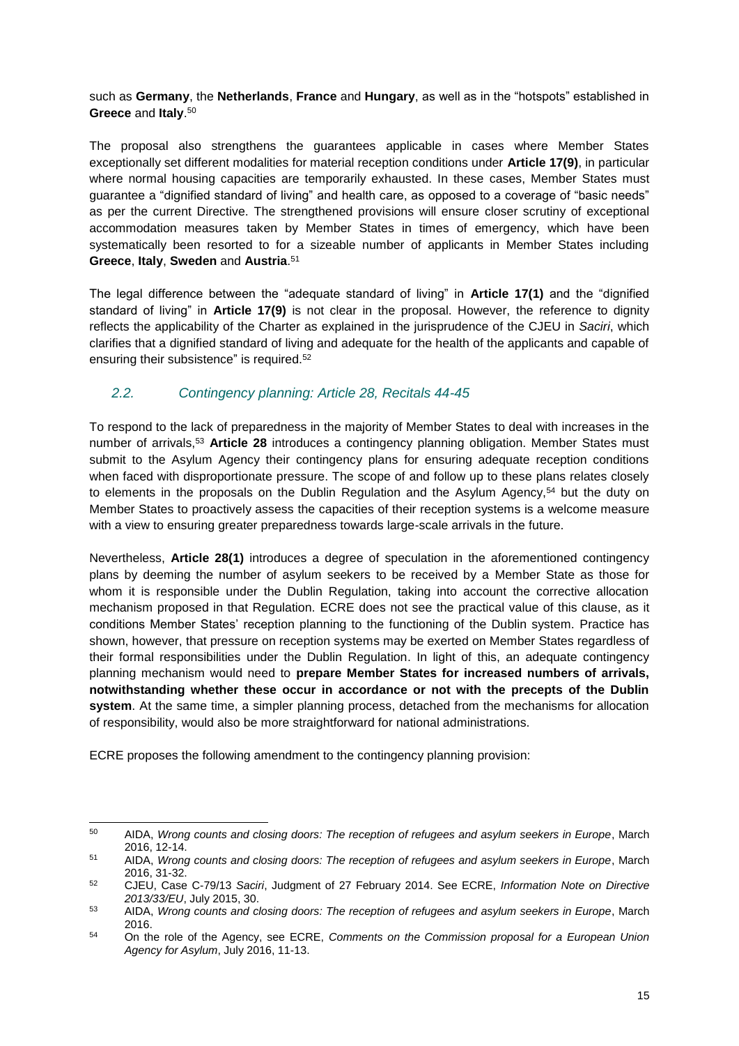such as **Germany**, the **Netherlands**, **France** and **Hungary**, as well as in the "hotspots" established in **Greece** and **Italy**.[50]

The proposal also strengthens the guarantees applicable in cases where Member States exceptionally set different modalities for material reception conditions under **Article 17(9)**, in particular where normal housing capacities are temporarily exhausted. In these cases, Member States must guarantee a "dignified standard of living" and health care, as opposed to a coverage of "basic needs" as per the current Directive. The strengthened provisions will ensure closer scrutiny of exceptional accommodation measures taken by Member States in times of emergency, which have been systematically been resorted to for a sizeable number of applicants in Member States including **Greece**, **Italy**, **Sweden** and **Austria**.[51]

The legal difference between the "adequate standard of living" in **Article 17(1)** and the "dignified standard of living" in **Article 17(9)** is not clear in the proposal. However, the reference to dignity reflects the applicability of the Charter as explained in the jurisprudence of the CJEU in *Saciri*, which clarifies that a dignified standard of living and adequate for the health of the applicants and capable of ensuring their subsistence" is required.[52]

### *2.2. Contingency planning: Article 28, Recitals 44-45*

To respond to the lack of preparedness in the majority of Member States to deal with increases in the number of arrivals,[53] **Article 28** introduces a contingency planning obligation. Member States must submit to the Asylum Agency their contingency plans for ensuring adequate reception conditions when faced with disproportionate pressure. The scope of and follow up to these plans relates closely to elements in the proposals on the Dublin Regulation and the Asylum Agency,[54] but the duty on Member States to proactively assess the capacities of their reception systems is a welcome measure with a view to ensuring greater preparedness towards large-scale arrivals in the future.

Nevertheless, **Article 28(1)** introduces a degree of speculation in the aforementioned contingency plans by deeming the number of asylum seekers to be received by a Member State as those for whom it is responsible under the Dublin Regulation, taking into account the corrective allocation mechanism proposed in that Regulation. ECRE does not see the practical value of this clause, as it conditions Member States' reception planning to the functioning of the Dublin system. Practice has shown, however, that pressure on reception systems may be exerted on Member States regardless of their formal responsibilities under the Dublin Regulation. In light of this, an adequate contingency planning mechanism would need to **prepare Member States for increased numbers of arrivals, notwithstanding whether these occur in accordance or not with the precepts of the Dublin system**. At the same time, a simpler planning process, detached from the mechanisms for allocation of responsibility, would also be more straightforward for national administrations.

ECRE proposes the following amendment to the contingency planning provision:

---

[50] AIDA, *Wrong counts and closing doors: The reception of refugees and asylum seekers in Europe*, March 2016, 12-14.

[51] AIDA, *Wrong counts and closing doors: The reception of refugees and asylum seekers in Europe*, March 2016, 31-32.

[52] CJEU, Case C-79/13 *Saciri*, Judgment of 27 February 2014. See ECRE, *Information Note on Directive 2013/33/EU*, July 2015, 30.

[53] AIDA, *Wrong counts and closing doors: The reception of refugees and asylum seekers in Europe*, March 2016.

[54] On the role of the Agency, see ECRE, *Comments on the Commission proposal for a European Union Agency for Asylum*, July 2016, 11-13.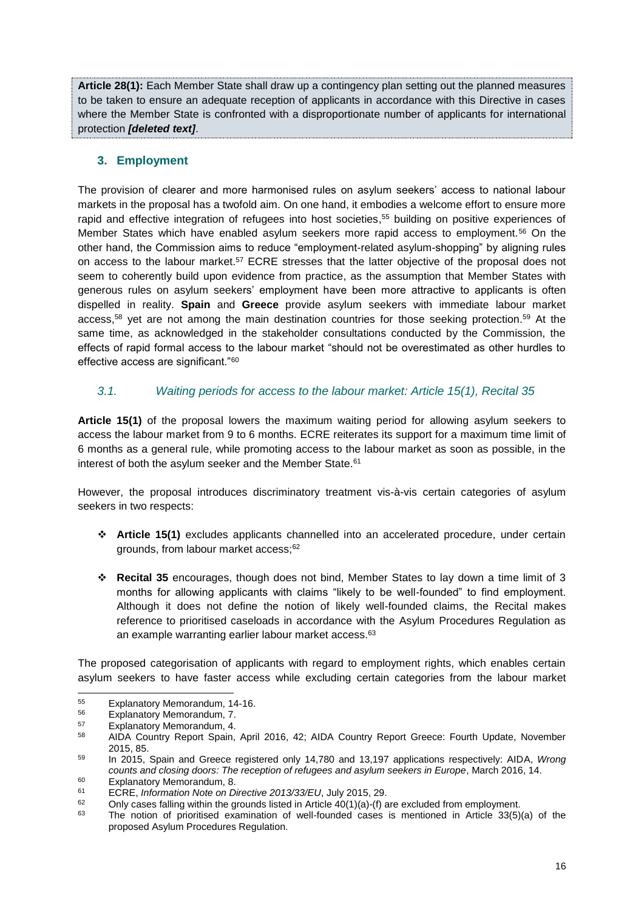**Article 28(1):** Each Member State shall draw up a contingency plan setting out the planned measures to be taken to ensure an adequate reception of applicants in accordance with this Directive in cases where the Member State is confronted with a disproportionate number of applicants for international protection ***[deleted text]***.

## 3. Employment

The provision of clearer and more harmonised rules on asylum seekers' access to national labour markets in the proposal has a twofold aim. On one hand, it embodies a welcome effort to ensure more rapid and effective integration of refugees into host societies,[55] building on positive experiences of Member States which have enabled asylum seekers more rapid access to employment.[56] On the other hand, the Commission aims to reduce "employment-related asylum-shopping" by aligning rules on access to the labour market.[57] ECRE stresses that the latter objective of the proposal does not seem to coherently build upon evidence from practice, as the assumption that Member States with generous rules on asylum seekers' employment have been more attractive to applicants is often dispelled in reality. **Spain** and **Greece** provide asylum seekers with immediate labour market access,[58] yet are not among the main destination countries for those seeking protection.[59] At the same time, as acknowledged in the stakeholder consultations conducted by the Commission, the effects of rapid formal access to the labour market "should not be overestimated as other hurdles to effective access are significant."[60]

### *3.1. Waiting periods for access to the labour market: Article 15(1), Recital 35*

**Article 15(1)** of the proposal lowers the maximum waiting period for allowing asylum seekers to access the labour market from 9 to 6 months. ECRE reiterates its support for a maximum time limit of 6 months as a general rule, while promoting access to the labour market as soon as possible, in the interest of both the asylum seeker and the Member State.[61]

However, the proposal introduces discriminatory treatment vis-à-vis certain categories of asylum seekers in two respects:

- **Article 15(1)** excludes applicants channelled into an accelerated procedure, under certain grounds, from labour market access;[62]

- **Recital 35** encourages, though does not bind, Member States to lay down a time limit of 3 months for allowing applicants with claims "likely to be well-founded" to find employment. Although it does not define the notion of likely well-founded claims, the Recital makes reference to prioritised caseloads in accordance with the Asylum Procedures Regulation as an example warranting earlier labour market access.[63]

The proposed categorisation of applicants with regard to employment rights, which enables certain asylum seekers to have faster access while excluding certain categories from the labour market

---

[55] Explanatory Memorandum, 14-16.

[56] Explanatory Memorandum, 7.

[57] Explanatory Memorandum, 4.

[58] AIDA Country Report Spain, April 2016, 42; AIDA Country Report Greece: Fourth Update, November 2015, 85.

[59] In 2015, Spain and Greece registered only 14,780 and 13,197 applications respectively: AIDA, *Wrong counts and closing doors: The reception of refugees and asylum seekers in Europe*, March 2016, 14.

[60] Explanatory Memorandum, 8.

[61] ECRE, *Information Note on Directive 2013/33/EU*, July 2015, 29.

[62] Only cases falling within the grounds listed in Article 40(1)(a)-(f) are excluded from employment.

[63] The notion of prioritised examination of well-founded cases is mentioned in Article 33(5)(a) of the proposed Asylum Procedures Regulation.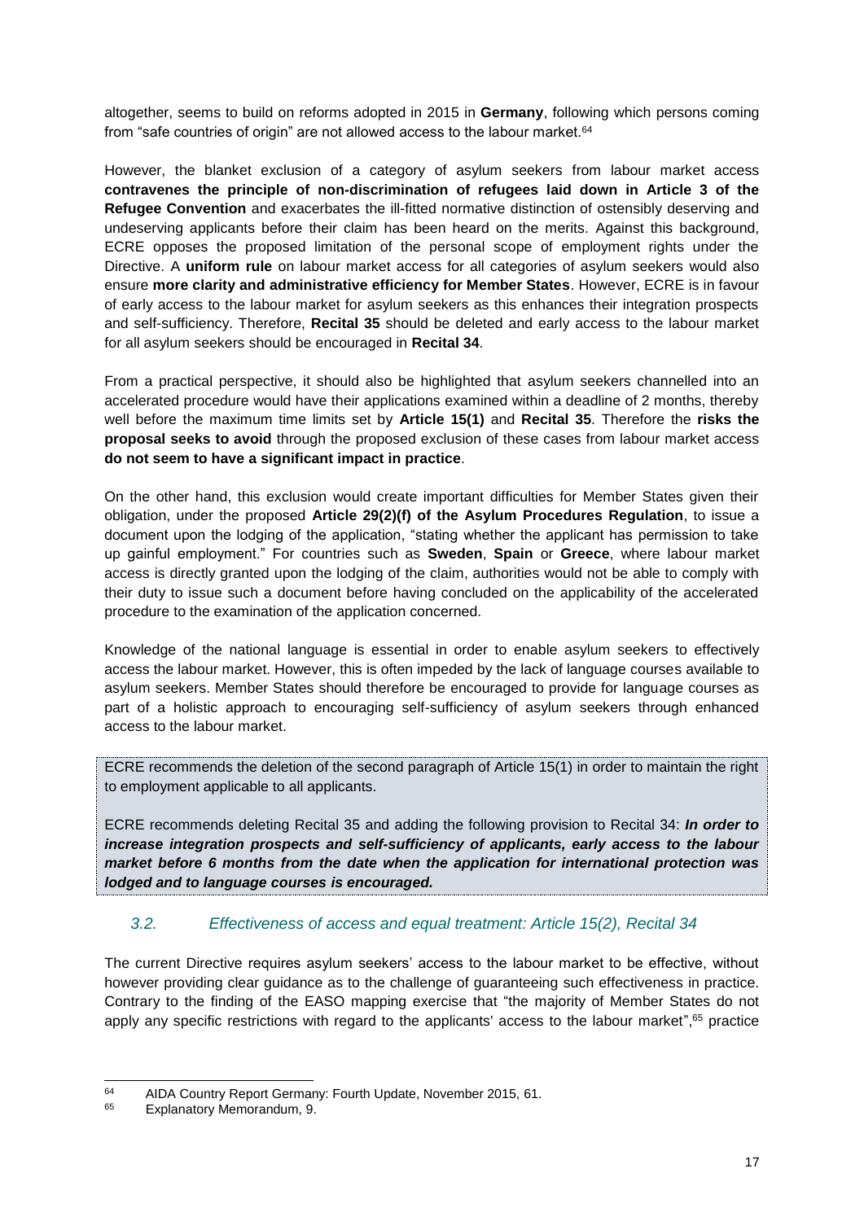altogether, seems to build on reforms adopted in 2015 in **Germany**, following which persons coming from "safe countries of origin" are not allowed access to the labour market.[64]

However, the blanket exclusion of a category of asylum seekers from labour market access **contravenes the principle of non-discrimination of refugees laid down in Article 3 of the Refugee Convention** and exacerbates the ill-fitted normative distinction of ostensibly deserving and undeserving applicants before their claim has been heard on the merits. Against this background, ECRE opposes the proposed limitation of the personal scope of employment rights under the Directive. A **uniform rule** on labour market access for all categories of asylum seekers would also ensure **more clarity and administrative efficiency for Member States**. However, ECRE is in favour of early access to the labour market for asylum seekers as this enhances their integration prospects and self-sufficiency. Therefore, **Recital 35** should be deleted and early access to the labour market for all asylum seekers should be encouraged in **Recital 34**.

From a practical perspective, it should also be highlighted that asylum seekers channelled into an accelerated procedure would have their applications examined within a deadline of 2 months, thereby well before the maximum time limits set by **Article 15(1)** and **Recital 35**. Therefore the **risks the proposal seeks to avoid** through the proposed exclusion of these cases from labour market access **do not seem to have a significant impact in practice**.

On the other hand, this exclusion would create important difficulties for Member States given their obligation, under the proposed **Article 29(2)(f) of the Asylum Procedures Regulation**, to issue a document upon the lodging of the application, "stating whether the applicant has permission to take up gainful employment." For countries such as **Sweden**, **Spain** or **Greece**, where labour market access is directly granted upon the lodging of the claim, authorities would not be able to comply with their duty to issue such a document before having concluded on the applicability of the accelerated procedure to the examination of the application concerned.

Knowledge of the national language is essential in order to enable asylum seekers to effectively access the labour market. However, this is often impeded by the lack of language courses available to asylum seekers. Member States should therefore be encouraged to provide for language courses as part of a holistic approach to encouraging self-sufficiency of asylum seekers through enhanced access to the labour market.

ECRE recommends the deletion of the second paragraph of Article 15(1) in order to maintain the right to employment applicable to all applicants.

ECRE recommends deleting Recital 35 and adding the following provision to Recital 34: ***In order to increase integration prospects and self-sufficiency of applicants, early access to the labour market before 6 months from the date when the application for international protection was lodged and to language courses is encouraged.***

### *3.2. Effectiveness of access and equal treatment: Article 15(2), Recital 34*

The current Directive requires asylum seekers' access to the labour market to be effective, without however providing clear guidance as to the challenge of guaranteeing such effectiveness in practice. Contrary to the finding of the EASO mapping exercise that "the majority of Member States do not apply any specific restrictions with regard to the applicants' access to the labour market",[65] practice

[64] AIDA Country Report Germany: Fourth Update, November 2015, 61.

[65] Explanatory Memorandum, 9.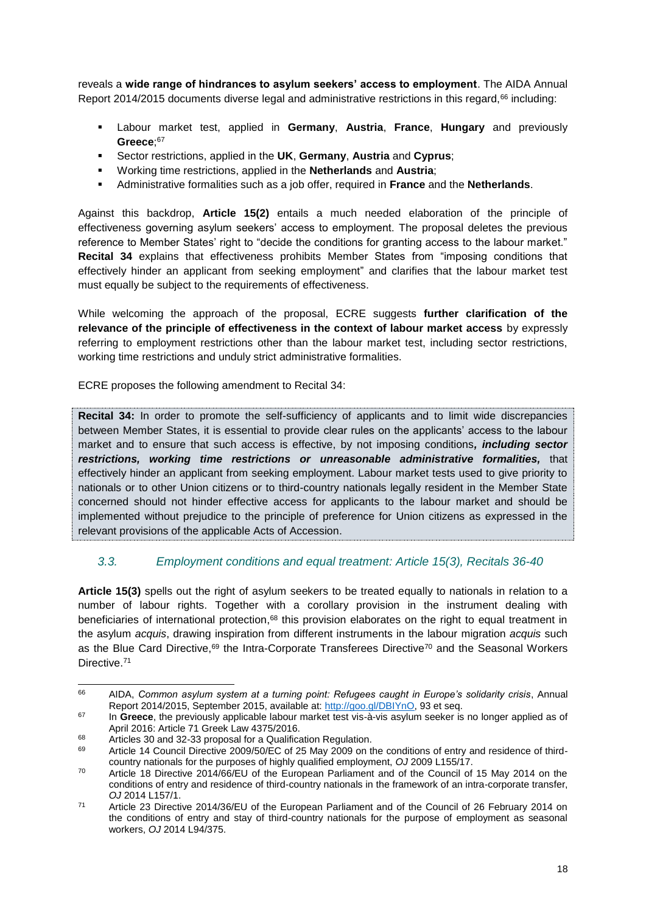reveals a **wide range of hindrances to asylum seekers' access to employment**. The AIDA Annual Report 2014/2015 documents diverse legal and administrative restrictions in this regard,[66] including:

- Labour market test, applied in **Germany**, **Austria**, **France**, **Hungary** and previously **Greece**;[67]
- Sector restrictions, applied in the **UK**, **Germany**, **Austria** and **Cyprus**;
- Working time restrictions, applied in the **Netherlands** and **Austria**;
- Administrative formalities such as a job offer, required in **France** and the **Netherlands**.

Against this backdrop, **Article 15(2)** entails a much needed elaboration of the principle of effectiveness governing asylum seekers' access to employment. The proposal deletes the previous reference to Member States' right to "decide the conditions for granting access to the labour market." **Recital 34** explains that effectiveness prohibits Member States from "imposing conditions that effectively hinder an applicant from seeking employment" and clarifies that the labour market test must equally be subject to the requirements of effectiveness.

While welcoming the approach of the proposal, ECRE suggests **further clarification of the relevance of the principle of effectiveness in the context of labour market access** by expressly referring to employment restrictions other than the labour market test, including sector restrictions, working time restrictions and unduly strict administrative formalities.

ECRE proposes the following amendment to Recital 34:

> **Recital 34:** In order to promote the self-sufficiency of applicants and to limit wide discrepancies between Member States, it is essential to provide clear rules on the applicants' access to the labour market and to ensure that such access is effective, by not imposing conditions***, including sector restrictions, working time restrictions or unreasonable administrative formalities,*** that effectively hinder an applicant from seeking employment. Labour market tests used to give priority to nationals or to other Union citizens or to third-country nationals legally resident in the Member State concerned should not hinder effective access for applicants to the labour market and should be implemented without prejudice to the principle of preference for Union citizens as expressed in the relevant provisions of the applicable Acts of Accession.

### *3.3. Employment conditions and equal treatment: Article 15(3), Recitals 36-40*

**Article 15(3)** spells out the right of asylum seekers to be treated equally to nationals in relation to a number of labour rights. Together with a corollary provision in the instrument dealing with beneficiaries of international protection,[68] this provision elaborates on the right to equal treatment in the asylum *acquis*, drawing inspiration from different instruments in the labour migration *acquis* such as the Blue Card Directive,[69] the Intra-Corporate Transferees Directive[70] and the Seasonal Workers Directive.[71]

---

[66] AIDA, *Common asylum system at a turning point: Refugees caught in Europe's solidarity crisis*, Annual Report 2014/2015, September 2015, available at: http://goo.gl/DBIYnO, 93 et seq.

[67] In **Greece**, the previously applicable labour market test vis-à-vis asylum seeker is no longer applied as of April 2016: Article 71 Greek Law 4375/2016.

[68] Articles 30 and 32-33 proposal for a Qualification Regulation.

[69] Article 14 Council Directive 2009/50/EC of 25 May 2009 on the conditions of entry and residence of third-country nationals for the purposes of highly qualified employment, *OJ* 2009 L155/17.

[70] Article 18 Directive 2014/66/EU of the European Parliament and of the Council of 15 May 2014 on the conditions of entry and residence of third-country nationals in the framework of an intra-corporate transfer, *OJ* 2014 L157/1.

[71] Article 23 Directive 2014/36/EU of the European Parliament and of the Council of 26 February 2014 on the conditions of entry and stay of third-country nationals for the purpose of employment as seasonal workers, *OJ* 2014 L94/375.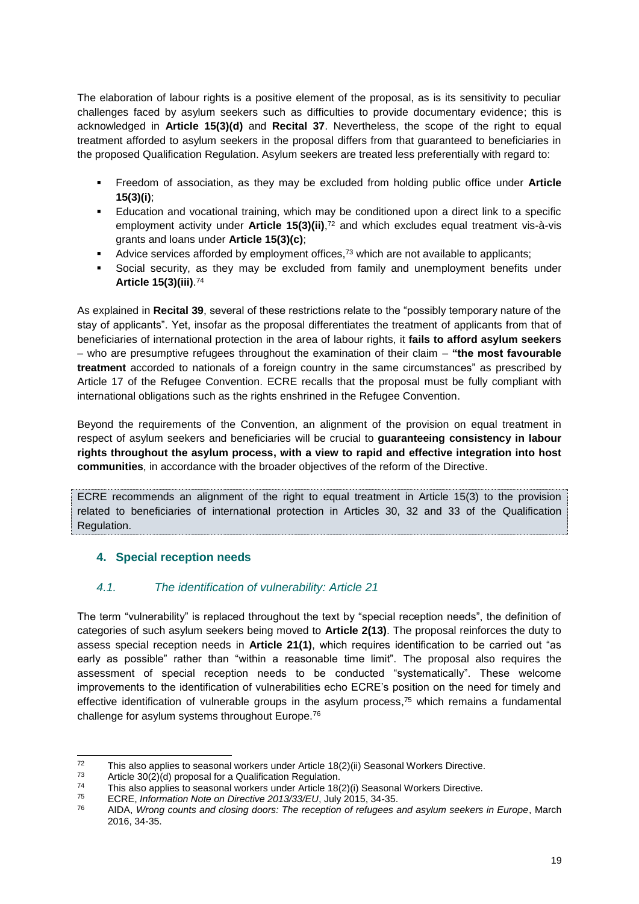The elaboration of labour rights is a positive element of the proposal, as is its sensitivity to peculiar challenges faced by asylum seekers such as difficulties to provide documentary evidence; this is acknowledged in **Article 15(3)(d)** and **Recital 37**. Nevertheless, the scope of the right to equal treatment afforded to asylum seekers in the proposal differs from that guaranteed to beneficiaries in the proposed Qualification Regulation. Asylum seekers are treated less preferentially with regard to:

- Freedom of association, as they may be excluded from holding public office under **Article 15(3)(i)**;
- Education and vocational training, which may be conditioned upon a direct link to a specific employment activity under **Article 15(3)(ii)**,[72] and which excludes equal treatment vis-à-vis grants and loans under **Article 15(3)(c)**;
- Advice services afforded by employment offices,[73] which are not available to applicants;
- Social security, as they may be excluded from family and unemployment benefits under **Article 15(3)(iii)**.[74]

As explained in **Recital 39**, several of these restrictions relate to the "possibly temporary nature of the stay of applicants". Yet, insofar as the proposal differentiates the treatment of applicants from that of beneficiaries of international protection in the area of labour rights, it **fails to afford asylum seekers** – who are presumptive refugees throughout the examination of their claim – **"the most favourable treatment** accorded to nationals of a foreign country in the same circumstances" as prescribed by Article 17 of the Refugee Convention. ECRE recalls that the proposal must be fully compliant with international obligations such as the rights enshrined in the Refugee Convention.

Beyond the requirements of the Convention, an alignment of the provision on equal treatment in respect of asylum seekers and beneficiaries will be crucial to **guaranteeing consistency in labour rights throughout the asylum process, with a view to rapid and effective integration into host communities**, in accordance with the broader objectives of the reform of the Directive.

ECRE recommends an alignment of the right to equal treatment in Article 15(3) to the provision related to beneficiaries of international protection in Articles 30, 32 and 33 of the Qualification Regulation.

## 4. Special reception needs

### *4.1. The identification of vulnerability: Article 21*

The term "vulnerability" is replaced throughout the text by "special reception needs", the definition of categories of such asylum seekers being moved to **Article 2(13)**. The proposal reinforces the duty to assess special reception needs in **Article 21(1)**, which requires identification to be carried out "as early as possible" rather than "within a reasonable time limit". The proposal also requires the assessment of special reception needs to be conducted "systematically". These welcome improvements to the identification of vulnerabilities echo ECRE's position on the need for timely and effective identification of vulnerable groups in the asylum process,[75] which remains a fundamental challenge for asylum systems throughout Europe.[76]

---

[72] This also applies to seasonal workers under Article 18(2)(ii) Seasonal Workers Directive.

[73] Article 30(2)(d) proposal for a Qualification Regulation.

[74] This also applies to seasonal workers under Article 18(2)(i) Seasonal Workers Directive.

[75] ECRE, *Information Note on Directive 2013/33/EU*, July 2015, 34-35.

[76] AIDA, *Wrong counts and closing doors: The reception of refugees and asylum seekers in Europe*, March 2016, 34-35.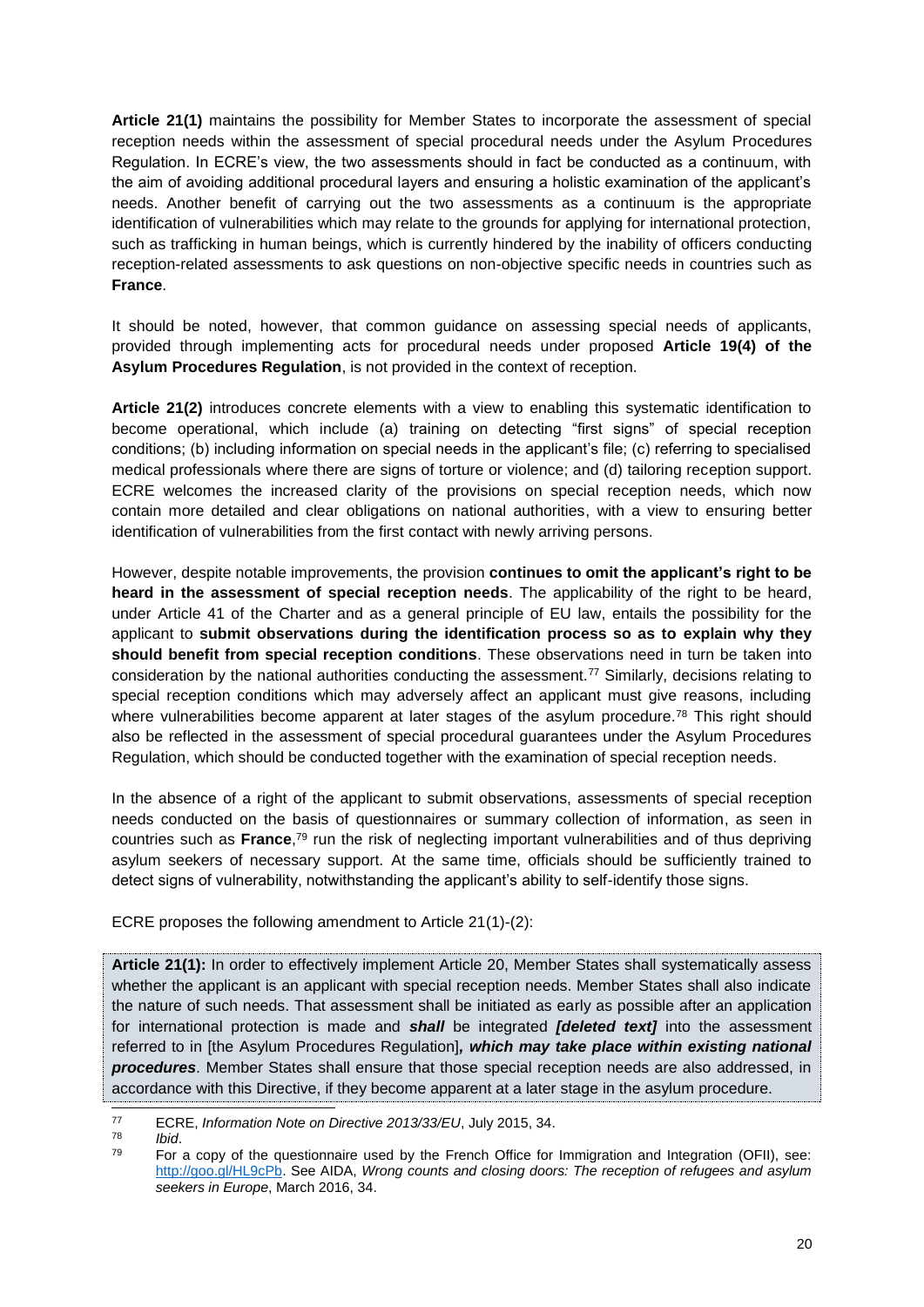**Article 21(1)** maintains the possibility for Member States to incorporate the assessment of special reception needs within the assessment of special procedural needs under the Asylum Procedures Regulation. In ECRE's view, the two assessments should in fact be conducted as a continuum, with the aim of avoiding additional procedural layers and ensuring a holistic examination of the applicant's needs. Another benefit of carrying out the two assessments as a continuum is the appropriate identification of vulnerabilities which may relate to the grounds for applying for international protection, such as trafficking in human beings, which is currently hindered by the inability of officers conducting reception-related assessments to ask questions on non-objective specific needs in countries such as **France**.

It should be noted, however, that common guidance on assessing special needs of applicants, provided through implementing acts for procedural needs under proposed **Article 19(4) of the Asylum Procedures Regulation**, is not provided in the context of reception.

**Article 21(2)** introduces concrete elements with a view to enabling this systematic identification to become operational, which include (a) training on detecting "first signs" of special reception conditions; (b) including information on special needs in the applicant's file; (c) referring to specialised medical professionals where there are signs of torture or violence; and (d) tailoring reception support. ECRE welcomes the increased clarity of the provisions on special reception needs, which now contain more detailed and clear obligations on national authorities, with a view to ensuring better identification of vulnerabilities from the first contact with newly arriving persons.

However, despite notable improvements, the provision **continues to omit the applicant's right to be heard in the assessment of special reception needs**. The applicability of the right to be heard, under Article 41 of the Charter and as a general principle of EU law, entails the possibility for the applicant to **submit observations during the identification process so as to explain why they should benefit from special reception conditions**. These observations need in turn be taken into consideration by the national authorities conducting the assessment.[77] Similarly, decisions relating to special reception conditions which may adversely affect an applicant must give reasons, including where vulnerabilities become apparent at later stages of the asylum procedure.[78] This right should also be reflected in the assessment of special procedural guarantees under the Asylum Procedures Regulation, which should be conducted together with the examination of special reception needs.

In the absence of a right of the applicant to submit observations, assessments of special reception needs conducted on the basis of questionnaires or summary collection of information, as seen in countries such as **France**,[79] run the risk of neglecting important vulnerabilities and of thus depriving asylum seekers of necessary support. At the same time, officials should be sufficiently trained to detect signs of vulnerability, notwithstanding the applicant's ability to self-identify those signs.

ECRE proposes the following amendment to Article 21(1)-(2):

**Article 21(1):** In order to effectively implement Article 20, Member States shall systematically assess whether the applicant is an applicant with special reception needs. Member States shall also indicate the nature of such needs. That assessment shall be initiated as early as possible after an application for international protection is made and ***shall*** be integrated ***[deleted text]*** into the assessment referred to in [the Asylum Procedures Regulation]***, which may take place within existing national procedures***. Member States shall ensure that those special reception needs are also addressed, in accordance with this Directive, if they become apparent at a later stage in the asylum procedure.

---

[77] ECRE, *Information Note on Directive 2013/33/EU*, July 2015, 34.

[78] *Ibid*.

[79] For a copy of the questionnaire used by the French Office for Immigration and Integration (OFII), see: http://goo.gl/HL9cPb. See AIDA, *Wrong counts and closing doors: The reception of refugees and asylum seekers in Europe*, March 2016, 34.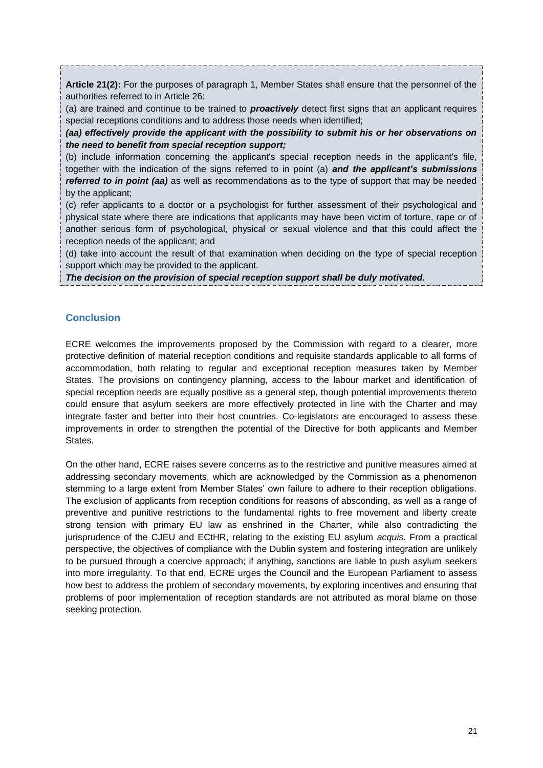**Article 21(2):** For the purposes of paragraph 1, Member States shall ensure that the personnel of the authorities referred to in Article 26:

(a) are trained and continue to be trained to ***proactively*** detect first signs that an applicant requires special receptions conditions and to address those needs when identified;

***(aa) effectively provide the applicant with the possibility to submit his or her observations on the need to benefit from special reception support;***

(b) include information concerning the applicant's special reception needs in the applicant's file, together with the indication of the signs referred to in point (a) ***and the applicant's submissions referred to in point (aa)*** as well as recommendations as to the type of support that may be needed by the applicant;

(c) refer applicants to a doctor or a psychologist for further assessment of their psychological and physical state where there are indications that applicants may have been victim of torture, rape or of another serious form of psychological, physical or sexual violence and that this could affect the reception needs of the applicant; and

(d) take into account the result of that examination when deciding on the type of special reception support which may be provided to the applicant.

***The decision on the provision of special reception support shall be duly motivated.***

## Conclusion

ECRE welcomes the improvements proposed by the Commission with regard to a clearer, more protective definition of material reception conditions and requisite standards applicable to all forms of accommodation, both relating to regular and exceptional reception measures taken by Member States. The provisions on contingency planning, access to the labour market and identification of special reception needs are equally positive as a general step, though potential improvements thereto could ensure that asylum seekers are more effectively protected in line with the Charter and may integrate faster and better into their host countries. Co-legislators are encouraged to assess these improvements in order to strengthen the potential of the Directive for both applicants and Member States.

On the other hand, ECRE raises severe concerns as to the restrictive and punitive measures aimed at addressing secondary movements, which are acknowledged by the Commission as a phenomenon stemming to a large extent from Member States' own failure to adhere to their reception obligations. The exclusion of applicants from reception conditions for reasons of absconding, as well as a range of preventive and punitive restrictions to the fundamental rights to free movement and liberty create strong tension with primary EU law as enshrined in the Charter, while also contradicting the jurisprudence of the CJEU and ECtHR, relating to the existing EU asylum *acquis*. From a practical perspective, the objectives of compliance with the Dublin system and fostering integration are unlikely to be pursued through a coercive approach; if anything, sanctions are liable to push asylum seekers into more irregularity. To that end, ECRE urges the Council and the European Parliament to assess how best to address the problem of secondary movements, by exploring incentives and ensuring that problems of poor implementation of reception standards are not attributed as moral blame on those seeking protection.